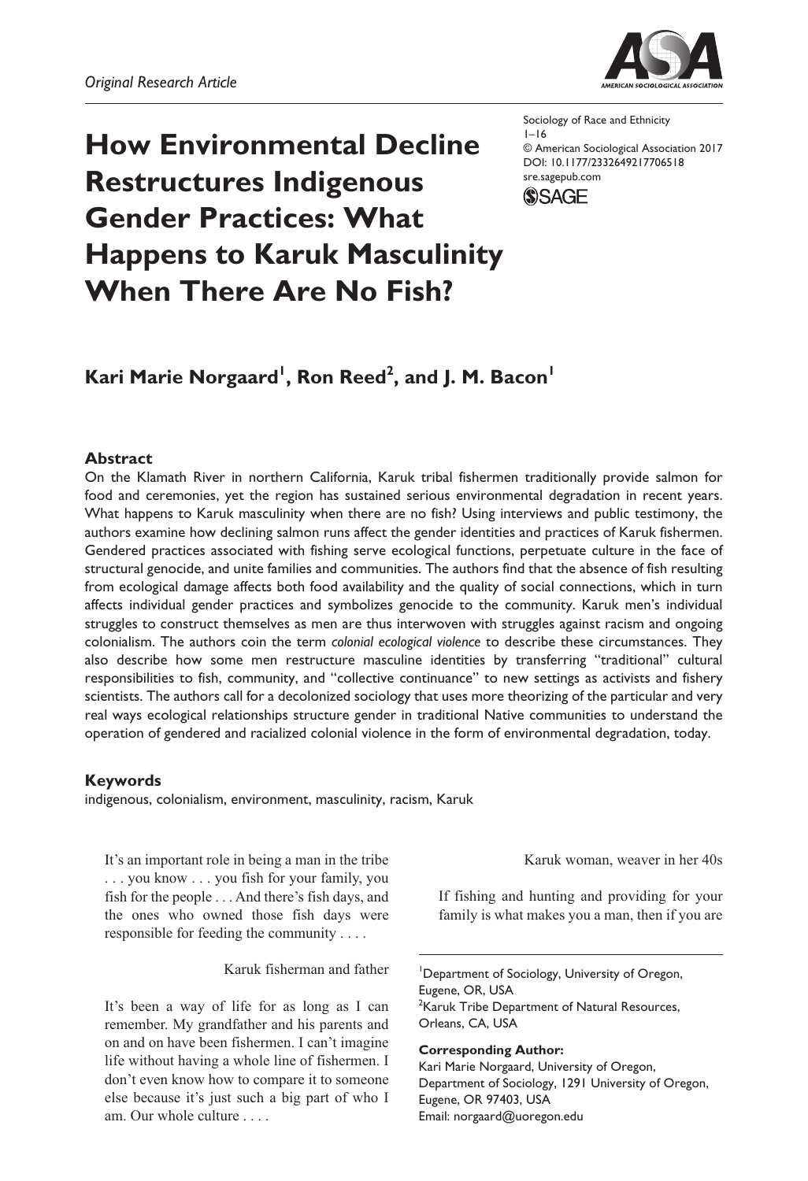*Original Research Article*

Sociology of Race and Ethnicity
1–16
© American Sociological Association 2017
DOI: 10.1177/2332649217706518
sre.sagepub.com

# How Environmental Decline Restructures Indigenous Gender Practices: What Happens to Karuk Masculinity When There Are No Fish?

**Kari Marie Norgaard[1], Ron Reed[2], and J. M. Bacon[1]**

## Abstract

On the Klamath River in northern California, Karuk tribal fishermen traditionally provide salmon for food and ceremonies, yet the region has sustained serious environmental degradation in recent years. What happens to Karuk masculinity when there are no fish? Using interviews and public testimony, the authors examine how declining salmon runs affect the gender identities and practices of Karuk fishermen. Gendered practices associated with fishing serve ecological functions, perpetuate culture in the face of structural genocide, and unite families and communities. The authors find that the absence of fish resulting from ecological damage affects both food availability and the quality of social connections, which in turn affects individual gender practices and symbolizes genocide to the community. Karuk men's individual struggles to construct themselves as men are thus interwoven with struggles against racism and ongoing colonialism. The authors coin the term *colonial ecological violence* to describe these circumstances. They also describe how some men restructure masculine identities by transferring "traditional" cultural responsibilities to fish, community, and "collective continuance" to new settings as activists and fishery scientists. The authors call for a decolonized sociology that uses more theorizing of the particular and very real ways ecological relationships structure gender in traditional Native communities to understand the operation of gendered and racialized colonial violence in the form of environmental degradation, today.

## Keywords

indigenous, colonialism, environment, masculinity, racism, Karuk

> It's an important role in being a man in the tribe . . . you know . . . you fish for your family, you fish for the people . . . And there's fish days, and the ones who owned those fish days were responsible for feeding the community . . . .
>
> Karuk fisherman and father

> It's been a way of life for as long as I can remember. My grandfather and his parents and on and on have been fishermen. I can't imagine life without having a whole line of fishermen. I don't even know how to compare it to someone else because it's just such a big part of who I am. Our whole culture . . . .
>
> Karuk woman, weaver in her 40s

> If fishing and hunting and providing for your family is what makes you a man, then if you are

[1]Department of Sociology, University of Oregon, Eugene, OR, USA
[2]Karuk Tribe Department of Natural Resources, Orleans, CA, USA

**Corresponding Author:**
Kari Marie Norgaard, University of Oregon, Department of Sociology, 1291 University of Oregon, Eugene, OR 97403, USA
Email: norgaard@uoregon.edu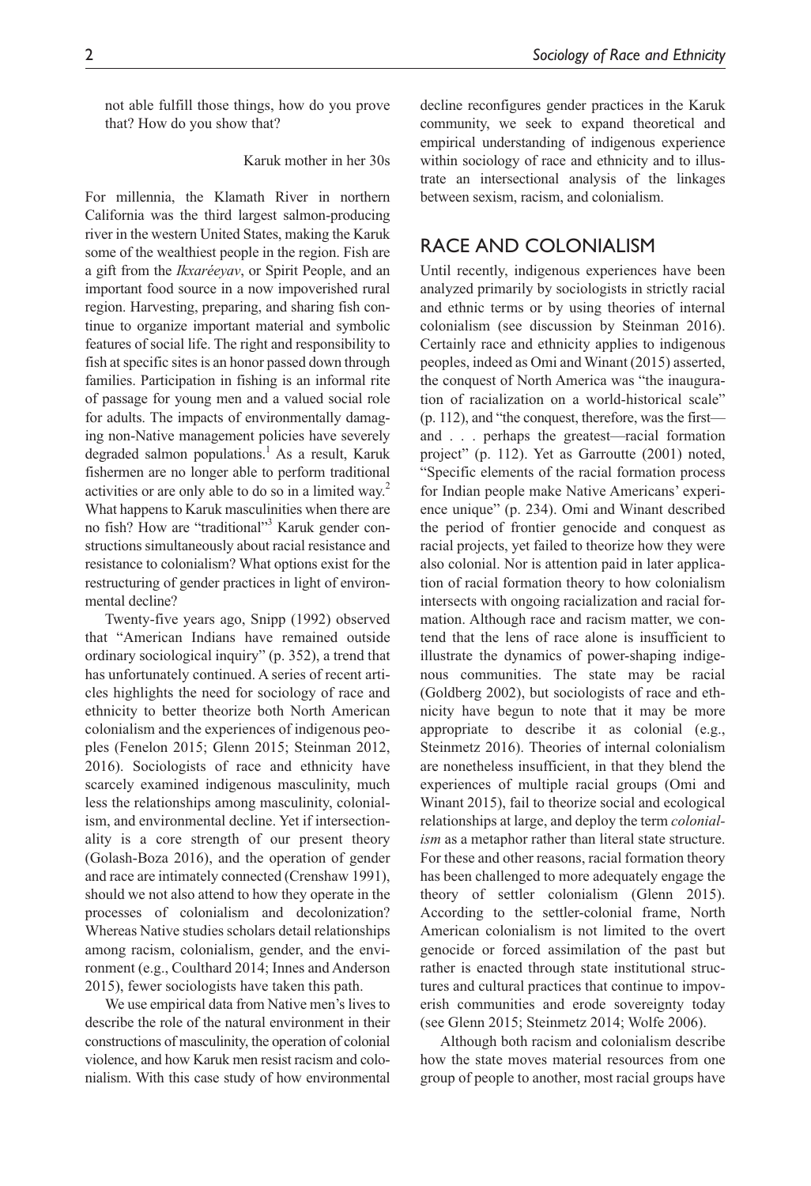not able fulfill those things, how do you prove that? How do you show that?

Karuk mother in her 30s

For millennia, the Klamath River in northern California was the third largest salmon-producing river in the western United States, making the Karuk some of the wealthiest people in the region. Fish are a gift from the *Ikxaréeyav*, or Spirit People, and an important food source in a now impoverished rural region. Harvesting, preparing, and sharing fish continue to organize important material and symbolic features of social life. The right and responsibility to fish at specific sites is an honor passed down through families. Participation in fishing is an informal rite of passage for young men and a valued social role for adults. The impacts of environmentally damaging non-Native management policies have severely degraded salmon populations.[1] As a result, Karuk fishermen are no longer able to perform traditional activities or are only able to do so in a limited way.[2] What happens to Karuk masculinities when there are no fish? How are "traditional"[3] Karuk gender constructions simultaneously about racial resistance and resistance to colonialism? What options exist for the restructuring of gender practices in light of environmental decline?

Twenty-five years ago, Snipp (1992) observed that "American Indians have remained outside ordinary sociological inquiry" (p. 352), a trend that has unfortunately continued. A series of recent articles highlights the need for sociology of race and ethnicity to better theorize both North American colonialism and the experiences of indigenous peoples (Fenelon 2015; Glenn 2015; Steinman 2012, 2016). Sociologists of race and ethnicity have scarcely examined indigenous masculinity, much less the relationships among masculinity, colonialism, and environmental decline. Yet if intersectionality is a core strength of our present theory (Golash-Boza 2016), and the operation of gender and race are intimately connected (Crenshaw 1991), should we not also attend to how they operate in the processes of colonialism and decolonization? Whereas Native studies scholars detail relationships among racism, colonialism, gender, and the environment (e.g., Coulthard 2014; Innes and Anderson 2015), fewer sociologists have taken this path.

We use empirical data from Native men's lives to describe the role of the natural environment in their constructions of masculinity, the operation of colonial violence, and how Karuk men resist racism and colonialism. With this case study of how environmental decline reconfigures gender practices in the Karuk community, we seek to expand theoretical and empirical understanding of indigenous experience within sociology of race and ethnicity and to illustrate an intersectional analysis of the linkages between sexism, racism, and colonialism.

## RACE AND COLONIALISM

Until recently, indigenous experiences have been analyzed primarily by sociologists in strictly racial and ethnic terms or by using theories of internal colonialism (see discussion by Steinman 2016). Certainly race and ethnicity applies to indigenous peoples, indeed as Omi and Winant (2015) asserted, the conquest of North America was "the inauguration of racialization on a world-historical scale" (p. 112), and "the conquest, therefore, was the first—and . . . perhaps the greatest—racial formation project" (p. 112). Yet as Garroutte (2001) noted, "Specific elements of the racial formation process for Indian people make Native Americans' experience unique" (p. 234). Omi and Winant described the period of frontier genocide and conquest as racial projects, yet failed to theorize how they were also colonial. Nor is attention paid in later application of racial formation theory to how colonialism intersects with ongoing racialization and racial formation. Although race and racism matter, we contend that the lens of race alone is insufficient to illustrate the dynamics of power-shaping indigenous communities. The state may be racial (Goldberg 2002), but sociologists of race and ethnicity have begun to note that it may be more appropriate to describe it as colonial (e.g., Steinmetz 2016). Theories of internal colonialism are nonetheless insufficient, in that they blend the experiences of multiple racial groups (Omi and Winant 2015), fail to theorize social and ecological relationships at large, and deploy the term *colonialism* as a metaphor rather than literal state structure. For these and other reasons, racial formation theory has been challenged to more adequately engage the theory of settler colonialism (Glenn 2015). According to the settler-colonial frame, North American colonialism is not limited to the overt genocide or forced assimilation of the past but rather is enacted through state institutional structures and cultural practices that continue to impoverish communities and erode sovereignty today (see Glenn 2015; Steinmetz 2014; Wolfe 2006).

Although both racism and colonialism describe how the state moves material resources from one group of people to another, most racial groups have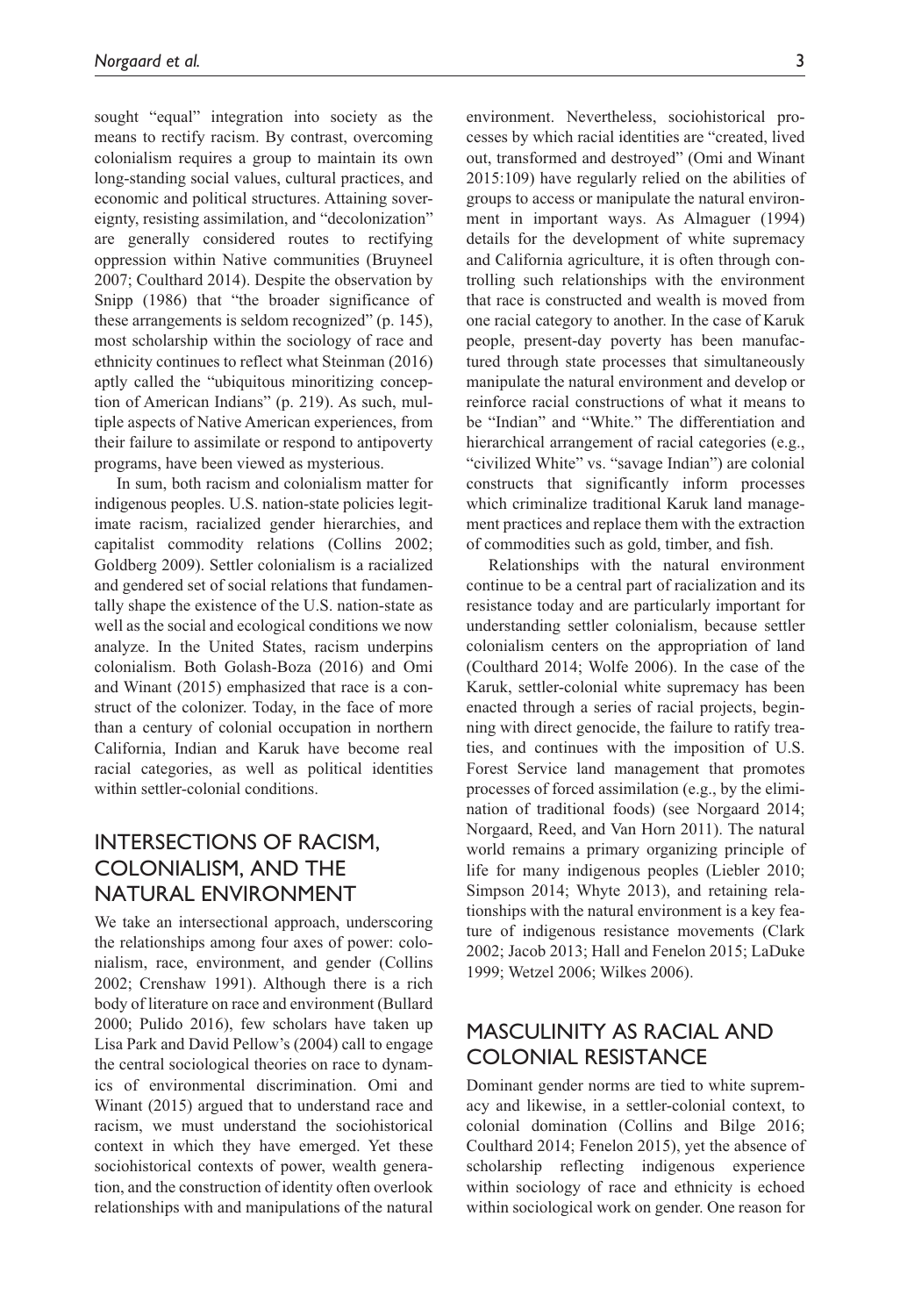sought "equal" integration into society as the means to rectify racism. By contrast, overcoming colonialism requires a group to maintain its own long-standing social values, cultural practices, and economic and political structures. Attaining sovereignty, resisting assimilation, and "decolonization" are generally considered routes to rectifying oppression within Native communities (Bruyneel 2007; Coulthard 2014). Despite the observation by Snipp (1986) that "the broader significance of these arrangements is seldom recognized" (p. 145), most scholarship within the sociology of race and ethnicity continues to reflect what Steinman (2016) aptly called the "ubiquitous minoritizing conception of American Indians" (p. 219). As such, multiple aspects of Native American experiences, from their failure to assimilate or respond to antipoverty programs, have been viewed as mysterious.

In sum, both racism and colonialism matter for indigenous peoples. U.S. nation-state policies legitimate racism, racialized gender hierarchies, and capitalist commodity relations (Collins 2002; Goldberg 2009). Settler colonialism is a racialized and gendered set of social relations that fundamentally shape the existence of the U.S. nation-state as well as the social and ecological conditions we now analyze. In the United States, racism underpins colonialism. Both Golash-Boza (2016) and Omi and Winant (2015) emphasized that race is a construct of the colonizer. Today, in the face of more than a century of colonial occupation in northern California, Indian and Karuk have become real racial categories, as well as political identities within settler-colonial conditions.

## INTERSECTIONS OF RACISM, COLONIALISM, AND THE NATURAL ENVIRONMENT

We take an intersectional approach, underscoring the relationships among four axes of power: colonialism, race, environment, and gender (Collins 2002; Crenshaw 1991). Although there is a rich body of literature on race and environment (Bullard 2000; Pulido 2016), few scholars have taken up Lisa Park and David Pellow's (2004) call to engage the central sociological theories on race to dynamics of environmental discrimination. Omi and Winant (2015) argued that to understand race and racism, we must understand the sociohistorical context in which they have emerged. Yet these sociohistorical contexts of power, wealth generation, and the construction of identity often overlook relationships with and manipulations of the natural environment. Nevertheless, sociohistorical processes by which racial identities are "created, lived out, transformed and destroyed" (Omi and Winant 2015:109) have regularly relied on the abilities of groups to access or manipulate the natural environment in important ways. As Almaguer (1994) details for the development of white supremacy and California agriculture, it is often through controlling such relationships with the environment that race is constructed and wealth is moved from one racial category to another. In the case of Karuk people, present-day poverty has been manufactured through state processes that simultaneously manipulate the natural environment and develop or reinforce racial constructions of what it means to be "Indian" and "White." The differentiation and hierarchical arrangement of racial categories (e.g., "civilized White" vs. "savage Indian") are colonial constructs that significantly inform processes which criminalize traditional Karuk land management practices and replace them with the extraction of commodities such as gold, timber, and fish.

Relationships with the natural environment continue to be a central part of racialization and its resistance today and are particularly important for understanding settler colonialism, because settler colonialism centers on the appropriation of land (Coulthard 2014; Wolfe 2006). In the case of the Karuk, settler-colonial white supremacy has been enacted through a series of racial projects, beginning with direct genocide, the failure to ratify treaties, and continues with the imposition of U.S. Forest Service land management that promotes processes of forced assimilation (e.g., by the elimination of traditional foods) (see Norgaard 2014; Norgaard, Reed, and Van Horn 2011). The natural world remains a primary organizing principle of life for many indigenous peoples (Liebler 2010; Simpson 2014; Whyte 2013), and retaining relationships with the natural environment is a key feature of indigenous resistance movements (Clark 2002; Jacob 2013; Hall and Fenelon 2015; LaDuke 1999; Wetzel 2006; Wilkes 2006).

## MASCULINITY AS RACIAL AND COLONIAL RESISTANCE

Dominant gender norms are tied to white supremacy and likewise, in a settler-colonial context, to colonial domination (Collins and Bilge 2016; Coulthard 2014; Fenelon 2015), yet the absence of scholarship reflecting indigenous experience within sociology of race and ethnicity is echoed within sociological work on gender. One reason for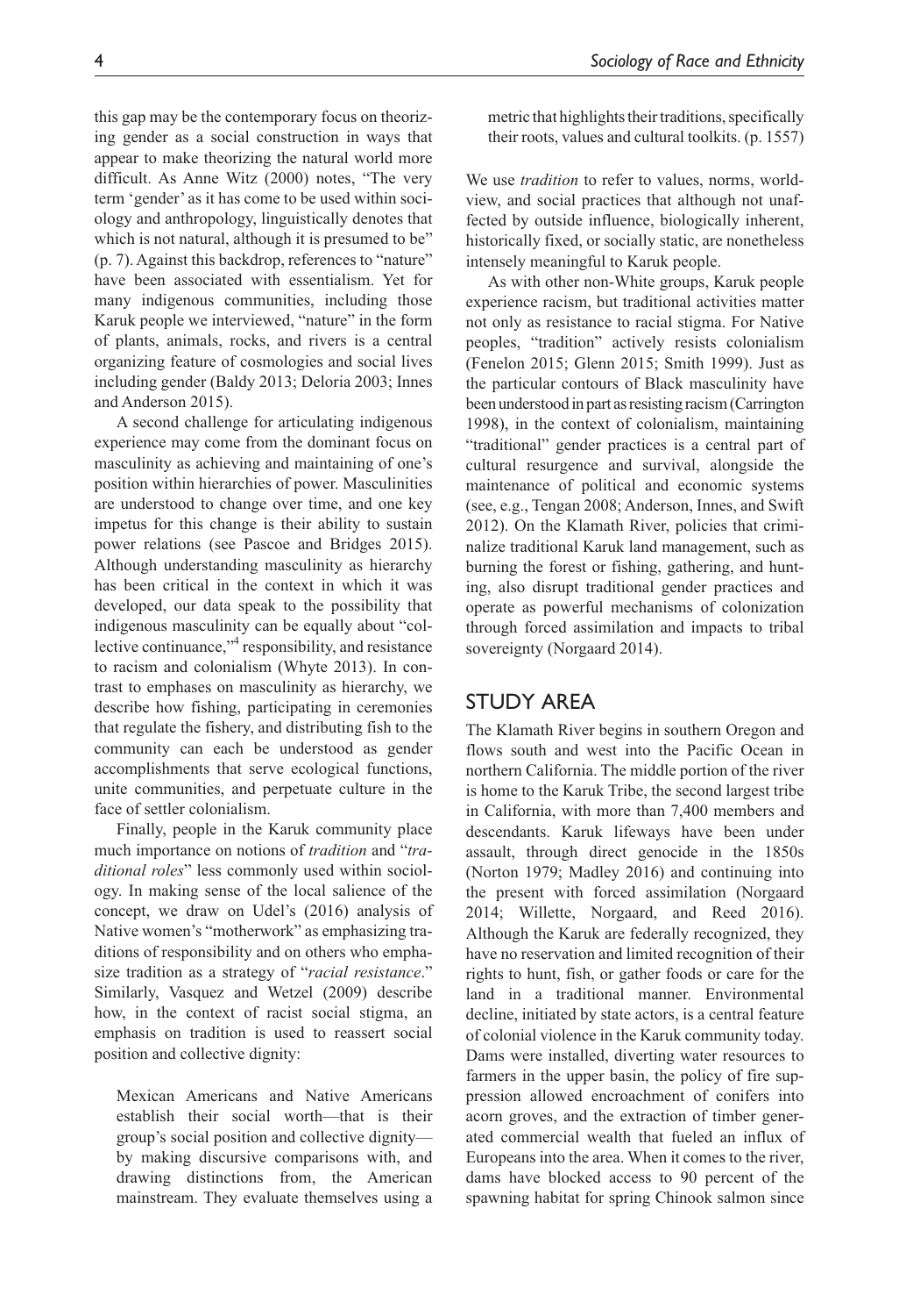this gap may be the contemporary focus on theorizing gender as a social construction in ways that appear to make theorizing the natural world more difficult. As Anne Witz (2000) notes, "The very term 'gender' as it has come to be used within sociology and anthropology, linguistically denotes that which is not natural, although it is presumed to be" (p. 7). Against this backdrop, references to "nature" have been associated with essentialism. Yet for many indigenous communities, including those Karuk people we interviewed, "nature" in the form of plants, animals, rocks, and rivers is a central organizing feature of cosmologies and social lives including gender (Baldy 2013; Deloria 2003; Innes and Anderson 2015).

A second challenge for articulating indigenous experience may come from the dominant focus on masculinity as achieving and maintaining of one's position within hierarchies of power. Masculinities are understood to change over time, and one key impetus for this change is their ability to sustain power relations (see Pascoe and Bridges 2015). Although understanding masculinity as hierarchy has been critical in the context in which it was developed, our data speak to the possibility that indigenous masculinity can be equally about "collective continuance,"[4] responsibility, and resistance to racism and colonialism (Whyte 2013). In contrast to emphases on masculinity as hierarchy, we describe how fishing, participating in ceremonies that regulate the fishery, and distributing fish to the community can each be understood as gender accomplishments that serve ecological functions, unite communities, and perpetuate culture in the face of settler colonialism.

Finally, people in the Karuk community place much importance on notions of *tradition* and "*traditional roles*" less commonly used within sociology. In making sense of the local salience of the concept, we draw on Udel's (2016) analysis of Native women's "motherwork" as emphasizing traditions of responsibility and on others who emphasize tradition as a strategy of "*racial resistance*." Similarly, Vasquez and Wetzel (2009) describe how, in the context of racist social stigma, an emphasis on tradition is used to reassert social position and collective dignity:

> Mexican Americans and Native Americans establish their social worth—that is their group's social position and collective dignity—by making discursive comparisons with, and drawing distinctions from, the American mainstream. They evaluate themselves using a metric that highlights their traditions, specifically their roots, values and cultural toolkits. (p. 1557)

We use *tradition* to refer to values, norms, worldview, and social practices that although not unaffected by outside influence, biologically inherent, historically fixed, or socially static, are nonetheless intensely meaningful to Karuk people.

As with other non-White groups, Karuk people experience racism, but traditional activities matter not only as resistance to racial stigma. For Native peoples, "tradition" actively resists colonialism (Fenelon 2015; Glenn 2015; Smith 1999). Just as the particular contours of Black masculinity have been understood in part as resisting racism (Carrington 1998), in the context of colonialism, maintaining "traditional" gender practices is a central part of cultural resurgence and survival, alongside the maintenance of political and economic systems (see, e.g., Tengan 2008; Anderson, Innes, and Swift 2012). On the Klamath River, policies that criminalize traditional Karuk land management, such as burning the forest or fishing, gathering, and hunting, also disrupt traditional gender practices and operate as powerful mechanisms of colonization through forced assimilation and impacts to tribal sovereignty (Norgaard 2014).

## STUDY AREA

The Klamath River begins in southern Oregon and flows south and west into the Pacific Ocean in northern California. The middle portion of the river is home to the Karuk Tribe, the second largest tribe in California, with more than 7,400 members and descendants. Karuk lifeways have been under assault, through direct genocide in the 1850s (Norton 1979; Madley 2016) and continuing into the present with forced assimilation (Norgaard 2014; Willette, Norgaard, and Reed 2016). Although the Karuk are federally recognized, they have no reservation and limited recognition of their rights to hunt, fish, or gather foods or care for the land in a traditional manner. Environmental decline, initiated by state actors, is a central feature of colonial violence in the Karuk community today. Dams were installed, diverting water resources to farmers in the upper basin, the policy of fire suppression allowed encroachment of conifers into acorn groves, and the extraction of timber generated commercial wealth that fueled an influx of Europeans into the area. When it comes to the river, dams have blocked access to 90 percent of the spawning habitat for spring Chinook salmon since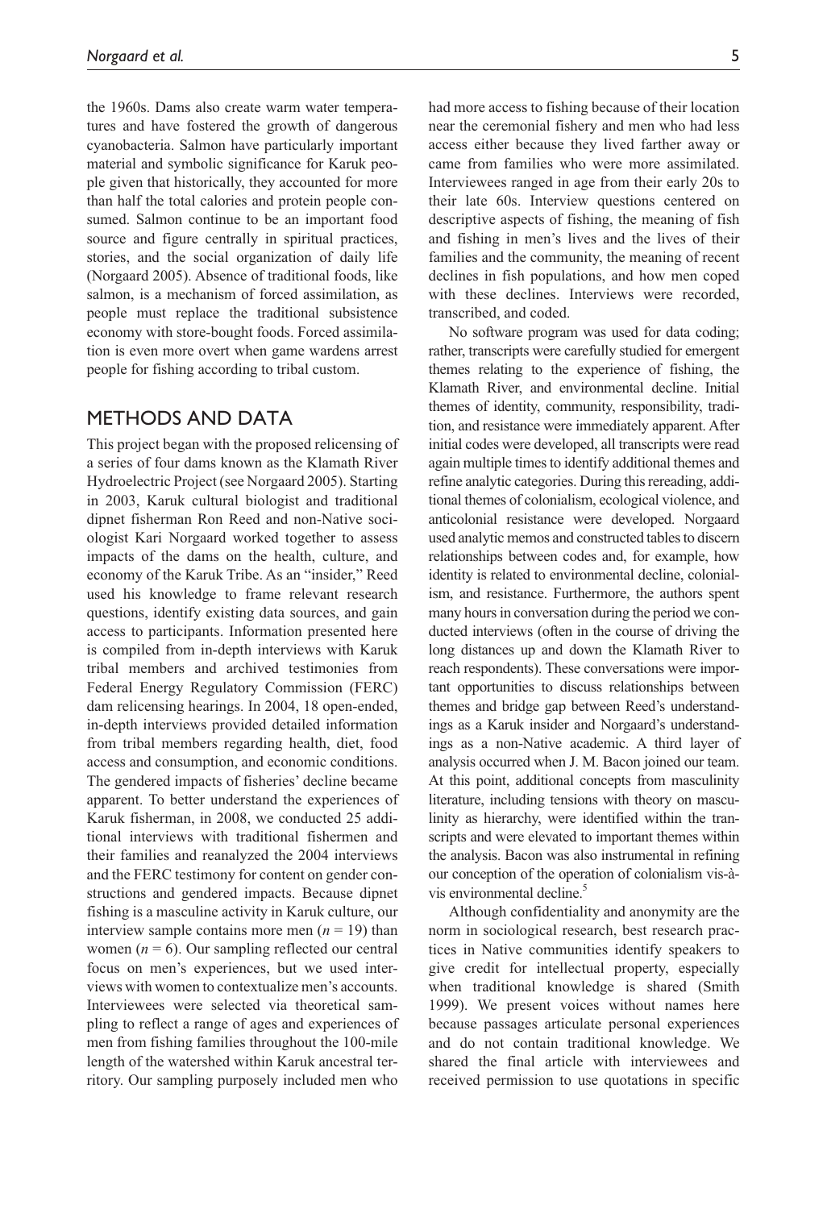the 1960s. Dams also create warm water temperatures and have fostered the growth of dangerous cyanobacteria. Salmon have particularly important material and symbolic significance for Karuk people given that historically, they accounted for more than half the total calories and protein people consumed. Salmon continue to be an important food source and figure centrally in spiritual practices, stories, and the social organization of daily life (Norgaard 2005). Absence of traditional foods, like salmon, is a mechanism of forced assimilation, as people must replace the traditional subsistence economy with store-bought foods. Forced assimilation is even more overt when game wardens arrest people for fishing according to tribal custom.

## METHODS AND DATA

This project began with the proposed relicensing of a series of four dams known as the Klamath River Hydroelectric Project (see Norgaard 2005). Starting in 2003, Karuk cultural biologist and traditional dipnet fisherman Ron Reed and non-Native sociologist Kari Norgaard worked together to assess impacts of the dams on the health, culture, and economy of the Karuk Tribe. As an "insider," Reed used his knowledge to frame relevant research questions, identify existing data sources, and gain access to participants. Information presented here is compiled from in-depth interviews with Karuk tribal members and archived testimonies from Federal Energy Regulatory Commission (FERC) dam relicensing hearings. In 2004, 18 open-ended, in-depth interviews provided detailed information from tribal members regarding health, diet, food access and consumption, and economic conditions. The gendered impacts of fisheries' decline became apparent. To better understand the experiences of Karuk fisherman, in 2008, we conducted 25 additional interviews with traditional fishermen and their families and reanalyzed the 2004 interviews and the FERC testimony for content on gender constructions and gendered impacts. Because dipnet fishing is a masculine activity in Karuk culture, our interview sample contains more men ($n = 19$) than women ($n = 6$). Our sampling reflected our central focus on men's experiences, but we used interviews with women to contextualize men's accounts. Interviewees were selected via theoretical sampling to reflect a range of ages and experiences of men from fishing families throughout the 100-mile length of the watershed within Karuk ancestral territory. Our sampling purposely included men who had more access to fishing because of their location near the ceremonial fishery and men who had less access either because they lived farther away or came from families who were more assimilated. Interviewees ranged in age from their early 20s to their late 60s. Interview questions centered on descriptive aspects of fishing, the meaning of fish and fishing in men's lives and the lives of their families and the community, the meaning of recent declines in fish populations, and how men coped with these declines. Interviews were recorded, transcribed, and coded.

No software program was used for data coding; rather, transcripts were carefully studied for emergent themes relating to the experience of fishing, the Klamath River, and environmental decline. Initial themes of identity, community, responsibility, tradition, and resistance were immediately apparent. After initial codes were developed, all transcripts were read again multiple times to identify additional themes and refine analytic categories. During this rereading, additional themes of colonialism, ecological violence, and anticolonial resistance were developed. Norgaard used analytic memos and constructed tables to discern relationships between codes and, for example, how identity is related to environmental decline, colonialism, and resistance. Furthermore, the authors spent many hours in conversation during the period we conducted interviews (often in the course of driving the long distances up and down the Klamath River to reach respondents). These conversations were important opportunities to discuss relationships between themes and bridge gap between Reed's understandings as a Karuk insider and Norgaard's understandings as a non-Native academic. A third layer of analysis occurred when J. M. Bacon joined our team. At this point, additional concepts from masculinity literature, including tensions with theory on masculinity as hierarchy, were identified within the transcripts and were elevated to important themes within the analysis. Bacon was also instrumental in refining our conception of the operation of colonialism vis-à-vis environmental decline.[5]

Although confidentiality and anonymity are the norm in sociological research, best research practices in Native communities identify speakers to give credit for intellectual property, especially when traditional knowledge is shared (Smith 1999). We present voices without names here because passages articulate personal experiences and do not contain traditional knowledge. We shared the final article with interviewees and received permission to use quotations in specific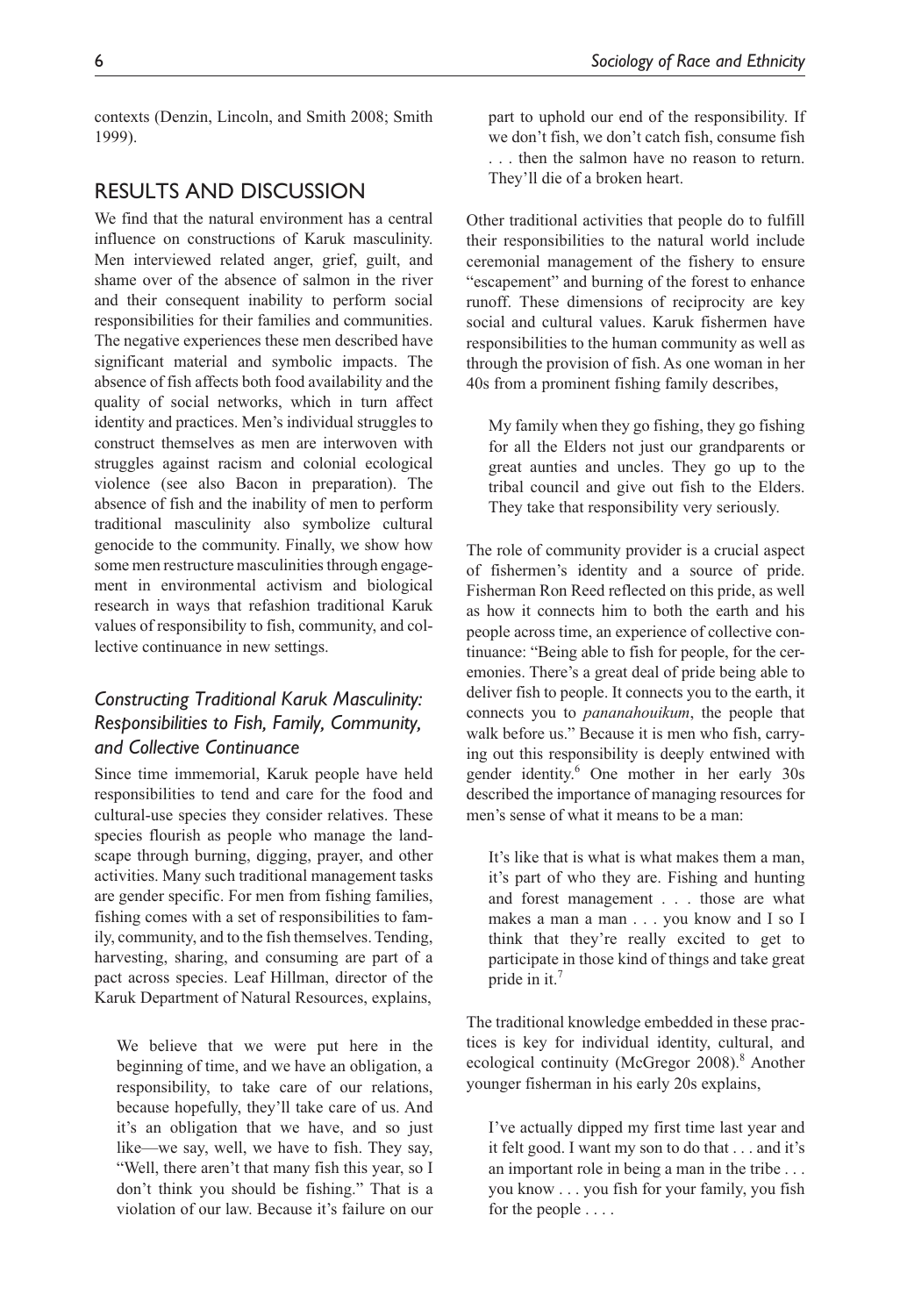contexts (Denzin, Lincoln, and Smith 2008; Smith 1999).

## RESULTS AND DISCUSSION

We find that the natural environment has a central influence on constructions of Karuk masculinity. Men interviewed related anger, grief, guilt, and shame over of the absence of salmon in the river and their consequent inability to perform social responsibilities for their families and communities. The negative experiences these men described have significant material and symbolic impacts. The absence of fish affects both food availability and the quality of social networks, which in turn affect identity and practices. Men's individual struggles to construct themselves as men are interwoven with struggles against racism and colonial ecological violence (see also Bacon in preparation). The absence of fish and the inability of men to perform traditional masculinity also symbolize cultural genocide to the community. Finally, we show how some men restructure masculinities through engagement in environmental activism and biological research in ways that refashion traditional Karuk values of responsibility to fish, community, and collective continuance in new settings.

### *Constructing Traditional Karuk Masculinity: Responsibilities to Fish, Family, Community, and Collective Continuance*

Since time immemorial, Karuk people have held responsibilities to tend and care for the food and cultural-use species they consider relatives. These species flourish as people who manage the landscape through burning, digging, prayer, and other activities. Many such traditional management tasks are gender specific. For men from fishing families, fishing comes with a set of responsibilities to family, community, and to the fish themselves. Tending, harvesting, sharing, and consuming are part of a pact across species. Leaf Hillman, director of the Karuk Department of Natural Resources, explains,

> We believe that we were put here in the beginning of time, and we have an obligation, a responsibility, to take care of our relations, because hopefully, they'll take care of us. And it's an obligation that we have, and so just like—we say, well, we have to fish. They say, "Well, there aren't that many fish this year, so I don't think you should be fishing." That is a violation of our law. Because it's failure on our part to uphold our end of the responsibility. If we don't fish, we don't catch fish, consume fish . . . then the salmon have no reason to return. They'll die of a broken heart.

Other traditional activities that people do to fulfill their responsibilities to the natural world include ceremonial management of the fishery to ensure "escapement" and burning of the forest to enhance runoff. These dimensions of reciprocity are key social and cultural values. Karuk fishermen have responsibilities to the human community as well as through the provision of fish. As one woman in her 40s from a prominent fishing family describes,

> My family when they go fishing, they go fishing for all the Elders not just our grandparents or great aunties and uncles. They go up to the tribal council and give out fish to the Elders. They take that responsibility very seriously.

The role of community provider is a crucial aspect of fishermen's identity and a source of pride. Fisherman Ron Reed reflected on this pride, as well as how it connects him to both the earth and his people across time, an experience of collective continuance: "Being able to fish for people, for the ceremonies. There's a great deal of pride being able to deliver fish to people. It connects you to the earth, it connects you to *pananahouikum*, the people that walk before us." Because it is men who fish, carrying out this responsibility is deeply entwined with gender identity.[6] One mother in her early 30s described the importance of managing resources for men's sense of what it means to be a man:

> It's like that is what is what makes them a man, it's part of who they are. Fishing and hunting and forest management . . . those are what makes a man a man . . . you know and I so I think that they're really excited to get to participate in those kind of things and take great pride in it.[7]

The traditional knowledge embedded in these practices is key for individual identity, cultural, and ecological continuity (McGregor 2008).[8] Another younger fisherman in his early 20s explains,

> I've actually dipped my first time last year and it felt good. I want my son to do that . . . and it's an important role in being a man in the tribe . . . you know . . . you fish for your family, you fish for the people . . . .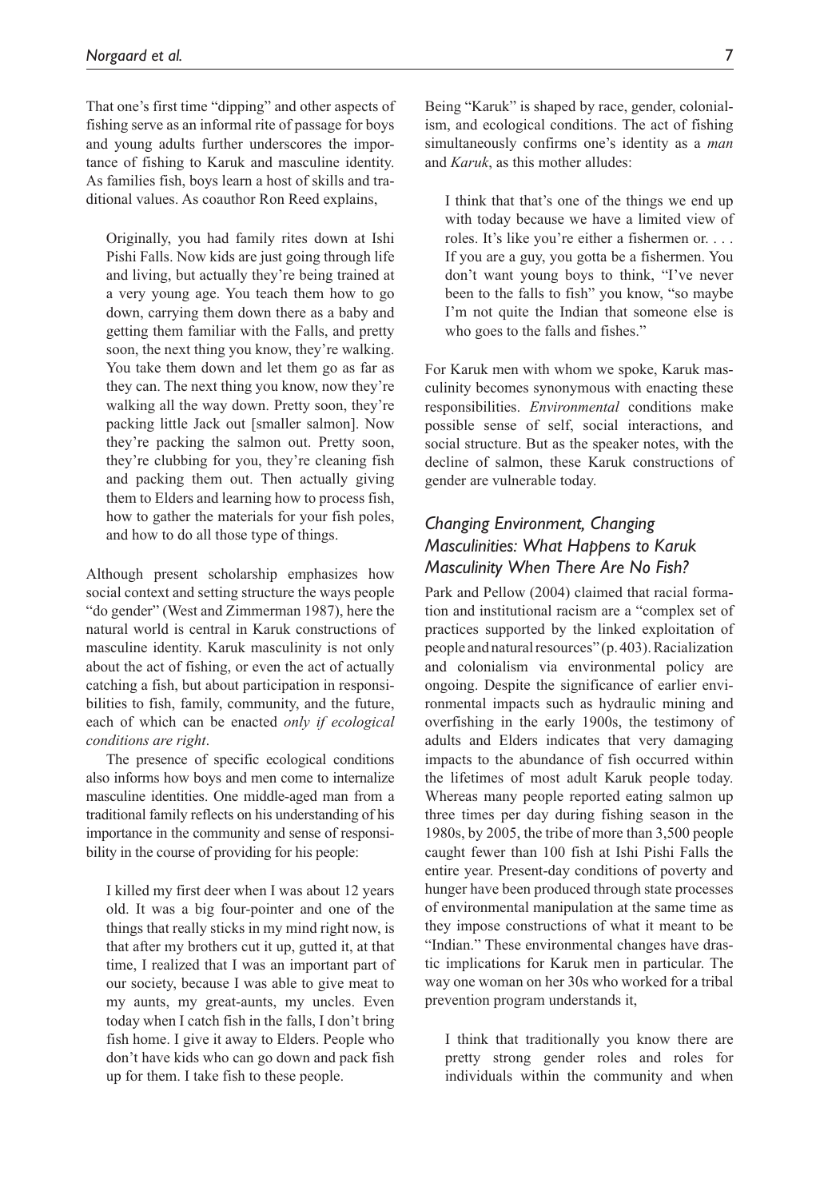That one's first time "dipping" and other aspects of fishing serve as an informal rite of passage for boys and young adults further underscores the importance of fishing to Karuk and masculine identity. As families fish, boys learn a host of skills and traditional values. As coauthor Ron Reed explains,

> Originally, you had family rites down at Ishi Pishi Falls. Now kids are just going through life and living, but actually they're being trained at a very young age. You teach them how to go down, carrying them down there as a baby and getting them familiar with the Falls, and pretty soon, the next thing you know, they're walking. You take them down and let them go as far as they can. The next thing you know, now they're walking all the way down. Pretty soon, they're packing little Jack out [smaller salmon]. Now they're packing the salmon out. Pretty soon, they're clubbing for you, they're cleaning fish and packing them out. Then actually giving them to Elders and learning how to process fish, how to gather the materials for your fish poles, and how to do all those type of things.

Although present scholarship emphasizes how social context and setting structure the ways people "do gender" (West and Zimmerman 1987), here the natural world is central in Karuk constructions of masculine identity. Karuk masculinity is not only about the act of fishing, or even the act of actually catching a fish, but about participation in responsibilities to fish, family, community, and the future, each of which can be enacted *only if ecological conditions are right*.

The presence of specific ecological conditions also informs how boys and men come to internalize masculine identities. One middle-aged man from a traditional family reflects on his understanding of his importance in the community and sense of responsibility in the course of providing for his people:

> I killed my first deer when I was about 12 years old. It was a big four-pointer and one of the things that really sticks in my mind right now, is that after my brothers cut it up, gutted it, at that time, I realized that I was an important part of our society, because I was able to give meat to my aunts, my great-aunts, my uncles. Even today when I catch fish in the falls, I don't bring fish home. I give it away to Elders. People who don't have kids who can go down and pack fish up for them. I take fish to these people.

Being "Karuk" is shaped by race, gender, colonialism, and ecological conditions. The act of fishing simultaneously confirms one's identity as a *man* and *Karuk*, as this mother alludes:

> I think that that's one of the things we end up with today because we have a limited view of roles. It's like you're either a fishermen or. . . . If you are a guy, you gotta be a fishermen. You don't want young boys to think, "I've never been to the falls to fish" you know, "so maybe I'm not quite the Indian that someone else is who goes to the falls and fishes."

For Karuk men with whom we spoke, Karuk masculinity becomes synonymous with enacting these responsibilities. *Environmental* conditions make possible sense of self, social interactions, and social structure. But as the speaker notes, with the decline of salmon, these Karuk constructions of gender are vulnerable today.

## *Changing Environment, Changing Masculinities: What Happens to Karuk Masculinity When There Are No Fish?*

Park and Pellow (2004) claimed that racial formation and institutional racism are a "complex set of practices supported by the linked exploitation of people and natural resources" (p. 403). Racialization and colonialism via environmental policy are ongoing. Despite the significance of earlier environmental impacts such as hydraulic mining and overfishing in the early 1900s, the testimony of adults and Elders indicates that very damaging impacts to the abundance of fish occurred within the lifetimes of most adult Karuk people today. Whereas many people reported eating salmon up three times per day during fishing season in the 1980s, by 2005, the tribe of more than 3,500 people caught fewer than 100 fish at Ishi Pishi Falls the entire year. Present-day conditions of poverty and hunger have been produced through state processes of environmental manipulation at the same time as they impose constructions of what it meant to be "Indian." These environmental changes have drastic implications for Karuk men in particular. The way one woman on her 30s who worked for a tribal prevention program understands it,

> I think that traditionally you know there are pretty strong gender roles and roles for individuals within the community and when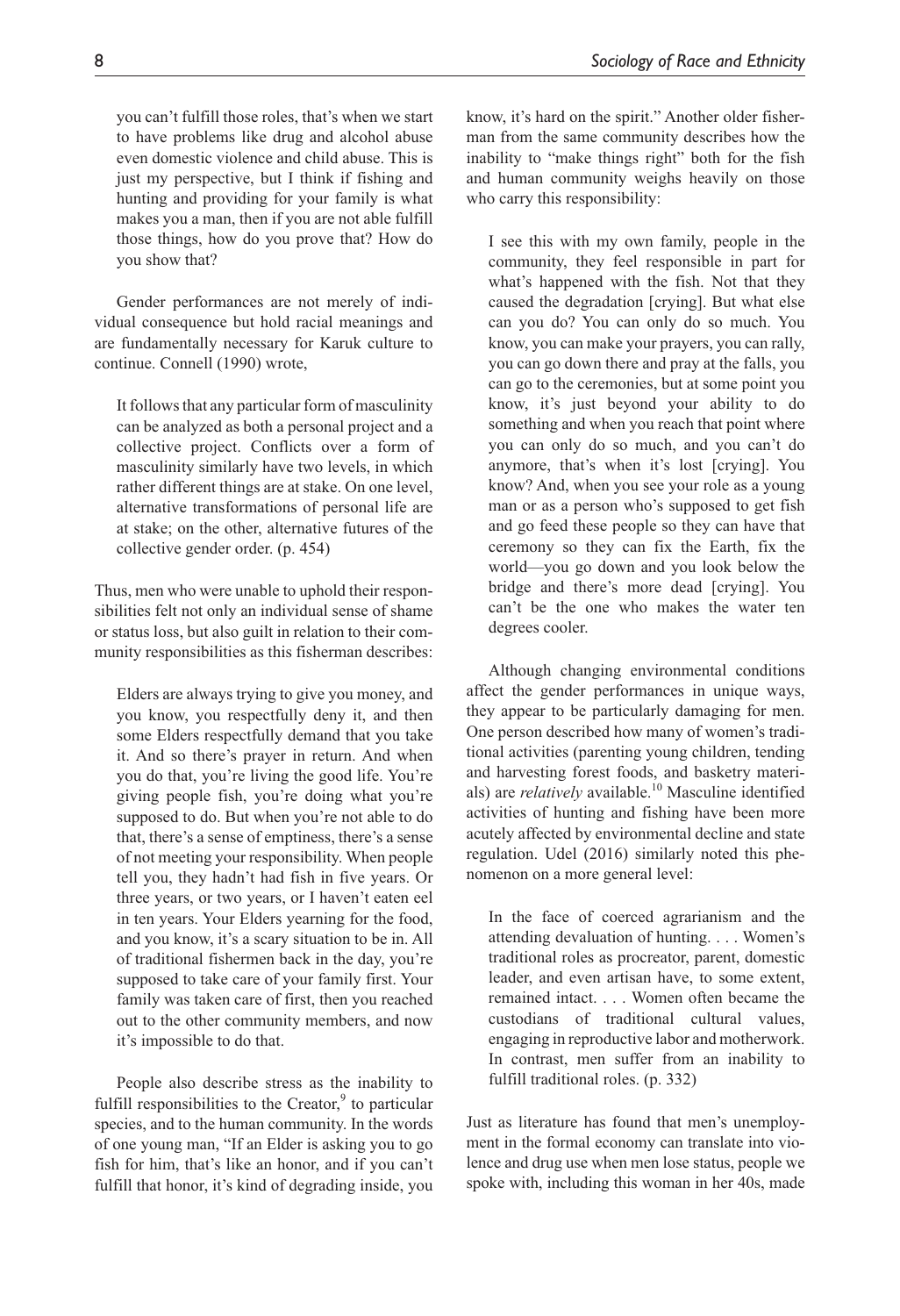you can't fulfill those roles, that's when we start to have problems like drug and alcohol abuse even domestic violence and child abuse. This is just my perspective, but I think if fishing and hunting and providing for your family is what makes you a man, then if you are not able fulfill those things, how do you prove that? How do you show that?

Gender performances are not merely of individual consequence but hold racial meanings and are fundamentally necessary for Karuk culture to continue. Connell (1990) wrote,

> It follows that any particular form of masculinity can be analyzed as both a personal project and a collective project. Conflicts over a form of masculinity similarly have two levels, in which rather different things are at stake. On one level, alternative transformations of personal life are at stake; on the other, alternative futures of the collective gender order. (p. 454)

Thus, men who were unable to uphold their responsibilities felt not only an individual sense of shame or status loss, but also guilt in relation to their community responsibilities as this fisherman describes:

> Elders are always trying to give you money, and you know, you respectfully deny it, and then some Elders respectfully demand that you take it. And so there's prayer in return. And when you do that, you're living the good life. You're giving people fish, you're doing what you're supposed to do. But when you're not able to do that, there's a sense of emptiness, there's a sense of not meeting your responsibility. When people tell you, they hadn't had fish in five years. Or three years, or two years, or I haven't eaten eel in ten years. Your Elders yearning for the food, and you know, it's a scary situation to be in. All of traditional fishermen back in the day, you're supposed to take care of your family first. Your family was taken care of first, then you reached out to the other community members, and now it's impossible to do that.

People also describe stress as the inability to fulfill responsibilities to the Creator,[9] to particular species, and to the human community. In the words of one young man, "If an Elder is asking you to go fish for him, that's like an honor, and if you can't fulfill that honor, it's kind of degrading inside, you know, it's hard on the spirit." Another older fisherman from the same community describes how the inability to "make things right" both for the fish and human community weighs heavily on those who carry this responsibility:

> I see this with my own family, people in the community, they feel responsible in part for what's happened with the fish. Not that they caused the degradation [crying]. But what else can you do? You can only do so much. You know, you can make your prayers, you can rally, you can go down there and pray at the falls, you can go to the ceremonies, but at some point you know, it's just beyond your ability to do something and when you reach that point where you can only do so much, and you can't do anymore, that's when it's lost [crying]. You know? And, when you see your role as a young man or as a person who's supposed to get fish and go feed these people so they can have that ceremony so they can fix the Earth, fix the world—you go down and you look below the bridge and there's more dead [crying]. You can't be the one who makes the water ten degrees cooler.

Although changing environmental conditions affect the gender performances in unique ways, they appear to be particularly damaging for men. One person described how many of women's traditional activities (parenting young children, tending and harvesting forest foods, and basketry materials) are *relatively* available.[10] Masculine identified activities of hunting and fishing have been more acutely affected by environmental decline and state regulation. Udel (2016) similarly noted this phenomenon on a more general level:

> In the face of coerced agrarianism and the attending devaluation of hunting. . . . Women's traditional roles as procreator, parent, domestic leader, and even artisan have, to some extent, remained intact. . . . Women often became the custodians of traditional cultural values, engaging in reproductive labor and motherwork. In contrast, men suffer from an inability to fulfill traditional roles. (p. 332)

Just as literature has found that men's unemployment in the formal economy can translate into violence and drug use when men lose status, people we spoke with, including this woman in her 40s, made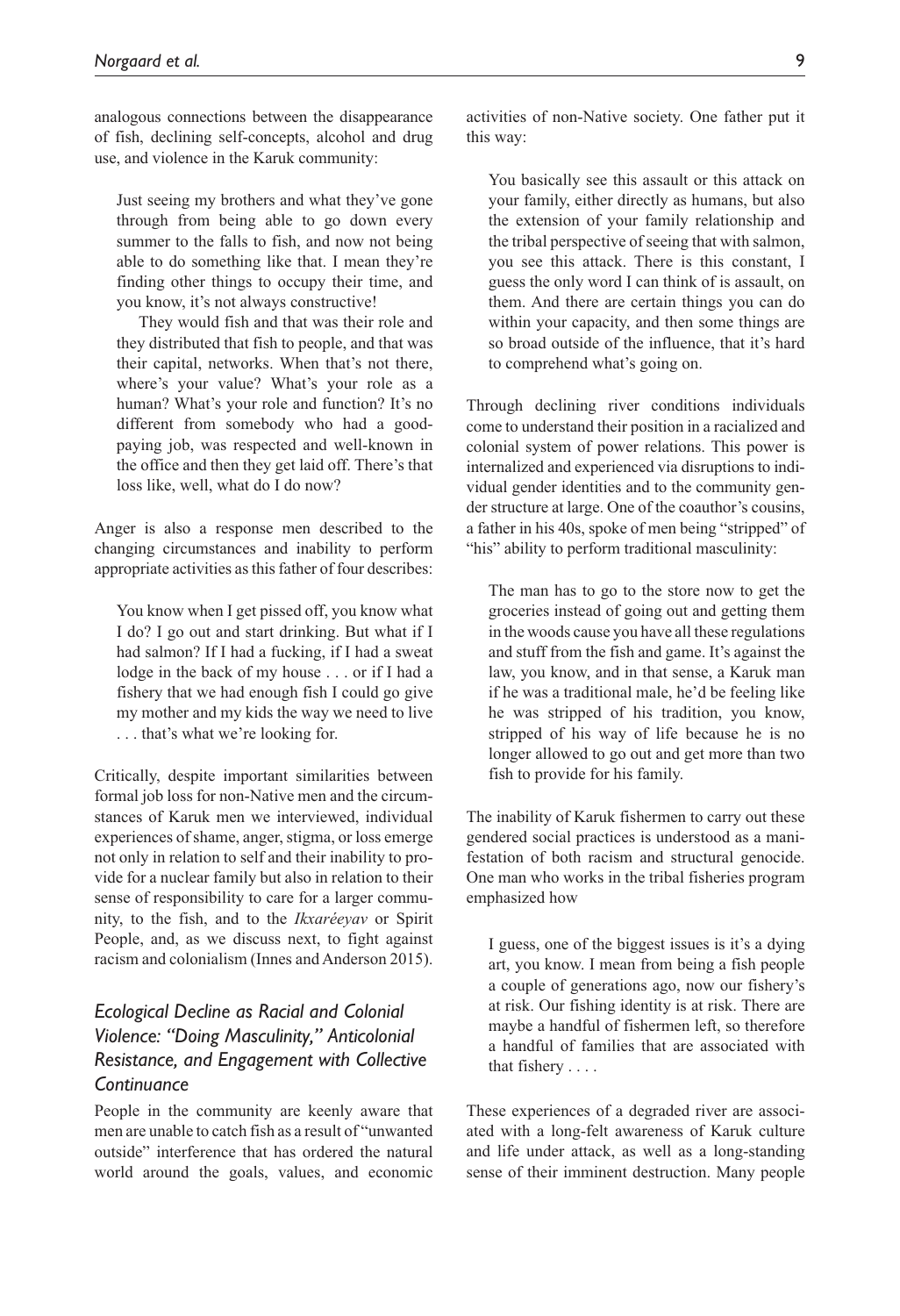analogous connections between the disappearance of fish, declining self-concepts, alcohol and drug use, and violence in the Karuk community:

> Just seeing my brothers and what they've gone through from being able to go down every summer to the falls to fish, and now not being able to do something like that. I mean they're finding other things to occupy their time, and you know, it's not always constructive!
>
> They would fish and that was their role and they distributed that fish to people, and that was their capital, networks. When that's not there, where's your value? What's your role as a human? What's your role and function? It's no different from somebody who had a good-paying job, was respected and well-known in the office and then they get laid off. There's that loss like, well, what do I do now?

Anger is also a response men described to the changing circumstances and inability to perform appropriate activities as this father of four describes:

> You know when I get pissed off, you know what I do? I go out and start drinking. But what if I had salmon? If I had a fucking, if I had a sweat lodge in the back of my house . . . or if I had a fishery that we had enough fish I could go give my mother and my kids the way we need to live . . . that's what we're looking for.

Critically, despite important similarities between formal job loss for non-Native men and the circumstances of Karuk men we interviewed, individual experiences of shame, anger, stigma, or loss emerge not only in relation to self and their inability to provide for a nuclear family but also in relation to their sense of responsibility to care for a larger community, to the fish, and to the *Ikxaréeyav* or Spirit People, and, as we discuss next, to fight against racism and colonialism (Innes and Anderson 2015).

## *Ecological Decline as Racial and Colonial Violence: "Doing Masculinity," Anticolonial Resistance, and Engagement with Collective Continuance*

People in the community are keenly aware that men are unable to catch fish as a result of "unwanted outside" interference that has ordered the natural world around the goals, values, and economic activities of non-Native society. One father put it this way:

> You basically see this assault or this attack on your family, either directly as humans, but also the extension of your family relationship and the tribal perspective of seeing that with salmon, you see this attack. There is this constant, I guess the only word I can think of is assault, on them. And there are certain things you can do within your capacity, and then some things are so broad outside of the influence, that it's hard to comprehend what's going on.

Through declining river conditions individuals come to understand their position in a racialized and colonial system of power relations. This power is internalized and experienced via disruptions to individual gender identities and to the community gender structure at large. One of the coauthor's cousins, a father in his 40s, spoke of men being "stripped" of "his" ability to perform traditional masculinity:

> The man has to go to the store now to get the groceries instead of going out and getting them in the woods cause you have all these regulations and stuff from the fish and game. It's against the law, you know, and in that sense, a Karuk man if he was a traditional male, he'd be feeling like he was stripped of his tradition, you know, stripped of his way of life because he is no longer allowed to go out and get more than two fish to provide for his family.

The inability of Karuk fishermen to carry out these gendered social practices is understood as a manifestation of both racism and structural genocide. One man who works in the tribal fisheries program emphasized how

> I guess, one of the biggest issues is it's a dying art, you know. I mean from being a fish people a couple of generations ago, now our fishery's at risk. Our fishing identity is at risk. There are maybe a handful of fishermen left, so therefore a handful of families that are associated with that fishery . . . .

These experiences of a degraded river are associated with a long-felt awareness of Karuk culture and life under attack, as well as a long-standing sense of their imminent destruction. Many people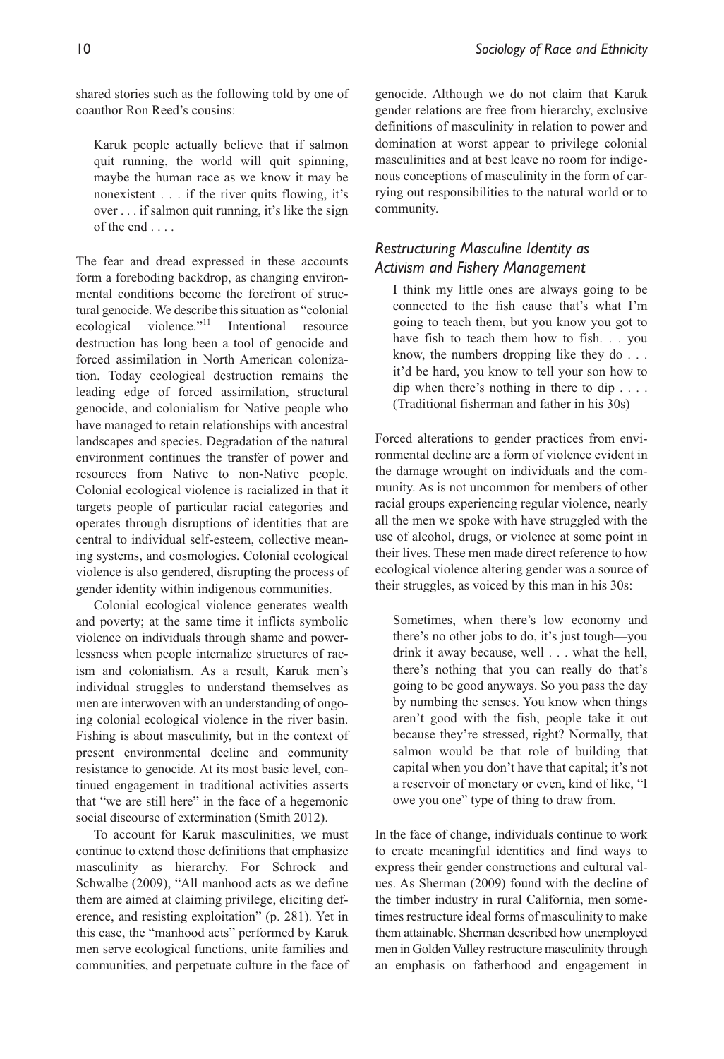shared stories such as the following told by one of coauthor Ron Reed's cousins:

> Karuk people actually believe that if salmon quit running, the world will quit spinning, maybe the human race as we know it may be nonexistent . . . if the river quits flowing, it's over . . . if salmon quit running, it's like the sign of the end . . . .

The fear and dread expressed in these accounts form a foreboding backdrop, as changing environmental conditions become the forefront of structural genocide. We describe this situation as "colonial ecological violence."[11] Intentional resource destruction has long been a tool of genocide and forced assimilation in North American colonization. Today ecological destruction remains the leading edge of forced assimilation, structural genocide, and colonialism for Native people who have managed to retain relationships with ancestral landscapes and species. Degradation of the natural environment continues the transfer of power and resources from Native to non-Native people. Colonial ecological violence is racialized in that it targets people of particular racial categories and operates through disruptions of identities that are central to individual self-esteem, collective meaning systems, and cosmologies. Colonial ecological violence is also gendered, disrupting the process of gender identity within indigenous communities.

Colonial ecological violence generates wealth and poverty; at the same time it inflicts symbolic violence on individuals through shame and powerlessness when people internalize structures of racism and colonialism. As a result, Karuk men's individual struggles to understand themselves as men are interwoven with an understanding of ongoing colonial ecological violence in the river basin. Fishing is about masculinity, but in the context of present environmental decline and community resistance to genocide. At its most basic level, continued engagement in traditional activities asserts that "we are still here" in the face of a hegemonic social discourse of extermination (Smith 2012).

To account for Karuk masculinities, we must continue to extend those definitions that emphasize masculinity as hierarchy. For Schrock and Schwalbe (2009), "All manhood acts as we define them are aimed at claiming privilege, eliciting deference, and resisting exploitation" (p. 281). Yet in this case, the "manhood acts" performed by Karuk men serve ecological functions, unite families and communities, and perpetuate culture in the face of genocide. Although we do not claim that Karuk gender relations are free from hierarchy, exclusive definitions of masculinity in relation to power and domination at worst appear to privilege colonial masculinities and at best leave no room for indigenous conceptions of masculinity in the form of carrying out responsibilities to the natural world or to community.

### *Restructuring Masculine Identity as Activism and Fishery Management*

> I think my little ones are always going to be connected to the fish cause that's what I'm going to teach them, but you know you got to have fish to teach them how to fish. . . you know, the numbers dropping like they do . . . it'd be hard, you know to tell your son how to dip when there's nothing in there to dip . . . . (Traditional fisherman and father in his 30s)

Forced alterations to gender practices from environmental decline are a form of violence evident in the damage wrought on individuals and the community. As is not uncommon for members of other racial groups experiencing regular violence, nearly all the men we spoke with have struggled with the use of alcohol, drugs, or violence at some point in their lives. These men made direct reference to how ecological violence altering gender was a source of their struggles, as voiced by this man in his 30s:

> Sometimes, when there's low economy and there's no other jobs to do, it's just tough—you drink it away because, well . . . what the hell, there's nothing that you can really do that's going to be good anyways. So you pass the day by numbing the senses. You know when things aren't good with the fish, people take it out because they're stressed, right? Normally, that salmon would be that role of building that capital when you don't have that capital; it's not a reservoir of monetary or even, kind of like, "I owe you one" type of thing to draw from.

In the face of change, individuals continue to work to create meaningful identities and find ways to express their gender constructions and cultural values. As Sherman (2009) found with the decline of the timber industry in rural California, men sometimes restructure ideal forms of masculinity to make them attainable. Sherman described how unemployed men in Golden Valley restructure masculinity through an emphasis on fatherhood and engagement in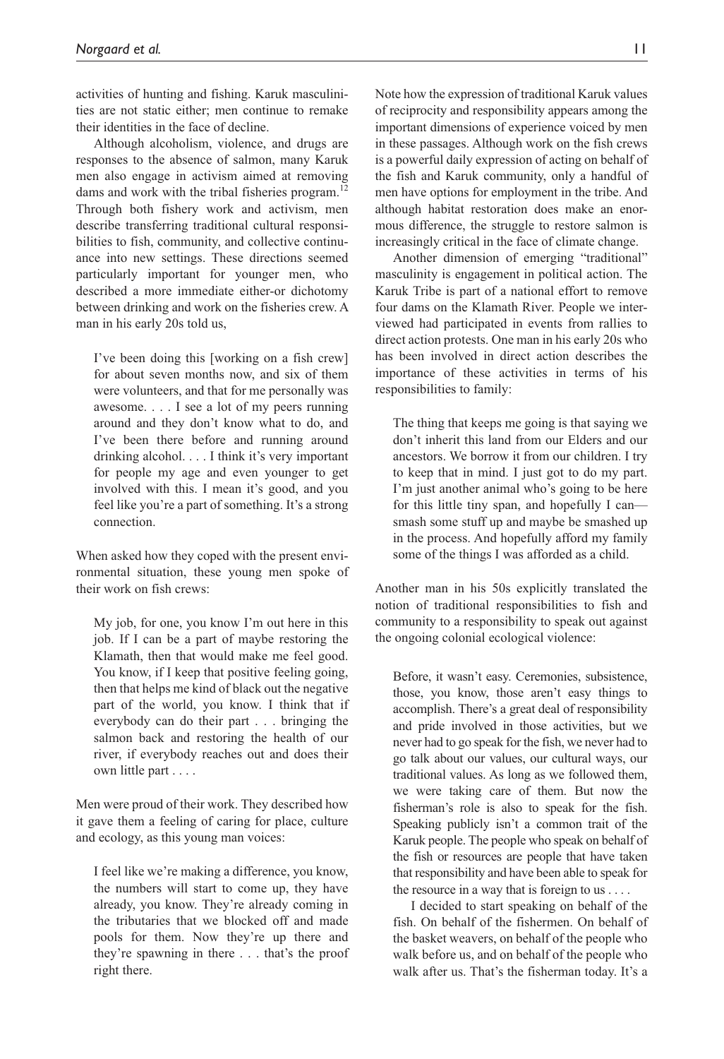activities of hunting and fishing. Karuk masculinities are not static either; men continue to remake their identities in the face of decline.

Although alcoholism, violence, and drugs are responses to the absence of salmon, many Karuk men also engage in activism aimed at removing dams and work with the tribal fisheries program.[12] Through both fishery work and activism, men describe transferring traditional cultural responsibilities to fish, community, and collective continuance into new settings. These directions seemed particularly important for younger men, who described a more immediate either-or dichotomy between drinking and work on the fisheries crew. A man in his early 20s told us,

> I've been doing this [working on a fish crew] for about seven months now, and six of them were volunteers, and that for me personally was awesome. . . . I see a lot of my peers running around and they don't know what to do, and I've been there before and running around drinking alcohol. . . . I think it's very important for people my age and even younger to get involved with this. I mean it's good, and you feel like you're a part of something. It's a strong connection.

When asked how they coped with the present environmental situation, these young men spoke of their work on fish crews:

> My job, for one, you know I'm out here in this job. If I can be a part of maybe restoring the Klamath, then that would make me feel good. You know, if I keep that positive feeling going, then that helps me kind of black out the negative part of the world, you know. I think that if everybody can do their part . . . bringing the salmon back and restoring the health of our river, if everybody reaches out and does their own little part . . . .

Men were proud of their work. They described how it gave them a feeling of caring for place, culture and ecology, as this young man voices:

> I feel like we're making a difference, you know, the numbers will start to come up, they have already, you know. They're already coming in the tributaries that we blocked off and made pools for them. Now they're up there and they're spawning in there . . . that's the proof right there.

Note how the expression of traditional Karuk values of reciprocity and responsibility appears among the important dimensions of experience voiced by men in these passages. Although work on the fish crews is a powerful daily expression of acting on behalf of the fish and Karuk community, only a handful of men have options for employment in the tribe. And although habitat restoration does make an enormous difference, the struggle to restore salmon is increasingly critical in the face of climate change.

Another dimension of emerging "traditional" masculinity is engagement in political action. The Karuk Tribe is part of a national effort to remove four dams on the Klamath River. People we interviewed had participated in events from rallies to direct action protests. One man in his early 20s who has been involved in direct action describes the importance of these activities in terms of his responsibilities to family:

> The thing that keeps me going is that saying we don't inherit this land from our Elders and our ancestors. We borrow it from our children. I try to keep that in mind. I just got to do my part. I'm just another animal who's going to be here for this little tiny span, and hopefully I can—smash some stuff up and maybe be smashed up in the process. And hopefully afford my family some of the things I was afforded as a child.

Another man in his 50s explicitly translated the notion of traditional responsibilities to fish and community to a responsibility to speak out against the ongoing colonial ecological violence:

> Before, it wasn't easy. Ceremonies, subsistence, those, you know, those aren't easy things to accomplish. There's a great deal of responsibility and pride involved in those activities, but we never had to go speak for the fish, we never had to go talk about our values, our cultural ways, our traditional values. As long as we followed them, we were taking care of them. But now the fisherman's role is also to speak for the fish. Speaking publicly isn't a common trait of the Karuk people. The people who speak on behalf of the fish or resources are people that have taken that responsibility and have been able to speak for the resource in a way that is foreign to us . . . .
>
> I decided to start speaking on behalf of the fish. On behalf of the fishermen. On behalf of the basket weavers, on behalf of the people who walk before us, and on behalf of the people who walk after us. That's the fisherman today. It's a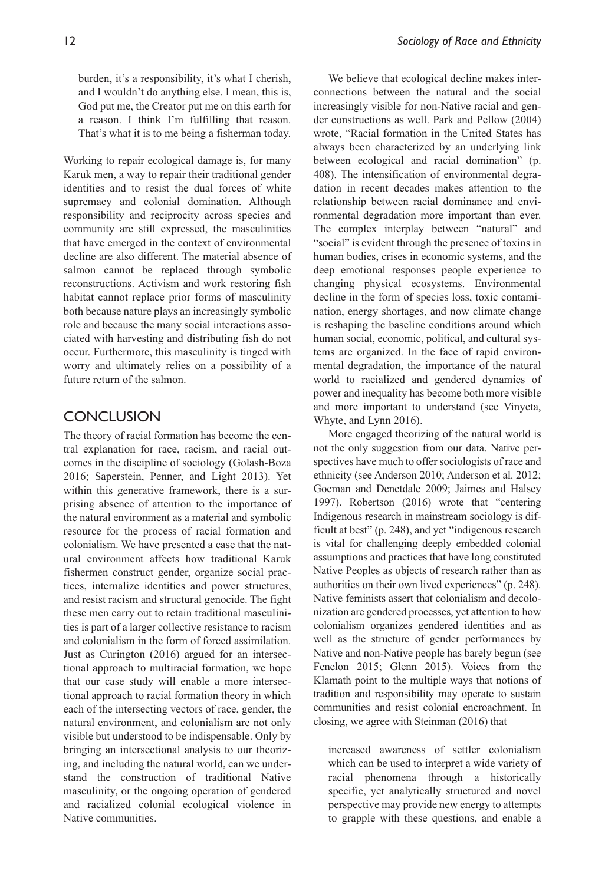burden, it's a responsibility, it's what I cherish, and I wouldn't do anything else. I mean, this is, God put me, the Creator put me on this earth for a reason. I think I'm fulfilling that reason. That's what it is to me being a fisherman today.

Working to repair ecological damage is, for many Karuk men, a way to repair their traditional gender identities and to resist the dual forces of white supremacy and colonial domination. Although responsibility and reciprocity across species and community are still expressed, the masculinities that have emerged in the context of environmental decline are also different. The material absence of salmon cannot be replaced through symbolic reconstructions. Activism and work restoring fish habitat cannot replace prior forms of masculinity both because nature plays an increasingly symbolic role and because the many social interactions associated with harvesting and distributing fish do not occur. Furthermore, this masculinity is tinged with worry and ultimately relies on a possibility of a future return of the salmon.

## Conclusion

The theory of racial formation has become the central explanation for race, racism, and racial outcomes in the discipline of sociology (Golash-Boza 2016; Saperstein, Penner, and Light 2013). Yet within this generative framework, there is a surprising absence of attention to the importance of the natural environment as a material and symbolic resource for the process of racial formation and colonialism. We have presented a case that the natural environment affects how traditional Karuk fishermen construct gender, organize social practices, internalize identities and power structures, and resist racism and structural genocide. The fight these men carry out to retain traditional masculinities is part of a larger collective resistance to racism and colonialism in the form of forced assimilation. Just as Curington (2016) argued for an intersectional approach to multiracial formation, we hope that our case study will enable a more intersectional approach to racial formation theory in which each of the intersecting vectors of race, gender, the natural environment, and colonialism are not only visible but understood to be indispensable. Only by bringing an intersectional analysis to our theorizing, and including the natural world, can we understand the construction of traditional Native masculinity, or the ongoing operation of gendered and racialized colonial ecological violence in Native communities.

We believe that ecological decline makes interconnections between the natural and the social increasingly visible for non-Native racial and gender constructions as well. Park and Pellow (2004) wrote, "Racial formation in the United States has always been characterized by an underlying link between ecological and racial domination" (p. 408). The intensification of environmental degradation in recent decades makes attention to the relationship between racial dominance and environmental degradation more important than ever. The complex interplay between "natural" and "social" is evident through the presence of toxins in human bodies, crises in economic systems, and the deep emotional responses people experience to changing physical ecosystems. Environmental decline in the form of species loss, toxic contamination, energy shortages, and now climate change is reshaping the baseline conditions around which human social, economic, political, and cultural systems are organized. In the face of rapid environmental degradation, the importance of the natural world to racialized and gendered dynamics of power and inequality has become both more visible and more important to understand (see Vinyeta, Whyte, and Lynn 2016).

More engaged theorizing of the natural world is not the only suggestion from our data. Native perspectives have much to offer sociologists of race and ethnicity (see Anderson 2010; Anderson et al. 2012; Goeman and Denetdale 2009; Jaimes and Halsey 1997). Robertson (2016) wrote that "centering Indigenous research in mainstream sociology is difficult at best" (p. 248), and yet "indigenous research is vital for challenging deeply embedded colonial assumptions and practices that have long constituted Native Peoples as objects of research rather than as authorities on their own lived experiences" (p. 248). Native feminists assert that colonialism and decolonization are gendered processes, yet attention to how colonialism organizes gendered identities and as well as the structure of gender performances by Native and non-Native people has barely begun (see Fenelon 2015; Glenn 2015). Voices from the Klamath point to the multiple ways that notions of tradition and responsibility may operate to sustain communities and resist colonial encroachment. In closing, we agree with Steinman (2016) that

> increased awareness of settler colonialism which can be used to interpret a wide variety of racial phenomena through a historically specific, yet analytically structured and novel perspective may provide new energy to attempts to grapple with these questions, and enable a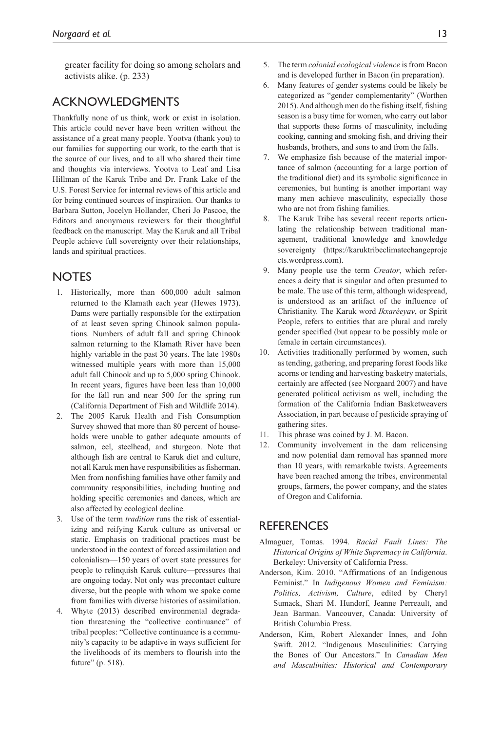greater facility for doing so among scholars and activists alike. (p. 233)

## ACKNOWLEDGMENTS

Thankfully none of us think, work or exist in isolation. This article could never have been written without the assistance of a great many people. Yootva (thank you) to our families for supporting our work, to the earth that is the source of our lives, and to all who shared their time and thoughts via interviews. Yootva to Leaf and Lisa Hillman of the Karuk Tribe and Dr. Frank Lake of the U.S. Forest Service for internal reviews of this article and for being continued sources of inspiration. Our thanks to Barbara Sutton, Jocelyn Hollander, Cheri Jo Pascoe, the Editors and anonymous reviewers for their thoughtful feedback on the manuscript. May the Karuk and all Tribal People achieve full sovereignty over their relationships, lands and spiritual practices.

## NOTES

1. Historically, more than 600,000 adult salmon returned to the Klamath each year (Hewes 1973). Dams were partially responsible for the extirpation of at least seven spring Chinook salmon populations. Numbers of adult fall and spring Chinook salmon returning to the Klamath River have been highly variable in the past 30 years. The late 1980s witnessed multiple years with more than 15,000 adult fall Chinook and up to 5,000 spring Chinook. In recent years, figures have been less than 10,000 for the fall run and near 500 for the spring run (California Department of Fish and Wildlife 2014).
2. The 2005 Karuk Health and Fish Consumption Survey showed that more than 80 percent of households were unable to gather adequate amounts of salmon, eel, steelhead, and sturgeon. Note that although fish are central to Karuk diet and culture, not all Karuk men have responsibilities as fisherman. Men from nonfishing families have other family and community responsibilities, including hunting and holding specific ceremonies and dances, which are also affected by ecological decline.
3. Use of the term *tradition* runs the risk of essentializing and reifying Karuk culture as universal or static. Emphasis on traditional practices must be understood in the context of forced assimilation and colonialism—150 years of overt state pressures for people to relinquish Karuk culture—pressures that are ongoing today. Not only was precontact culture diverse, but the people with whom we spoke come from families with diverse histories of assimilation.
4. Whyte (2013) described environmental degradation threatening the "collective continuance" of tribal peoples: "Collective continuance is a community's capacity to be adaptive in ways sufficient for the livelihoods of its members to flourish into the future" (p. 518).
5. The term *colonial ecological violence* is from Bacon and is developed further in Bacon (in preparation).
6. Many features of gender systems could be likely be categorized as "gender complementarity" (Worthen 2015). And although men do the fishing itself, fishing season is a busy time for women, who carry out labor that supports these forms of masculinity, including cooking, canning and smoking fish, and driving their husbands, brothers, and sons to and from the falls.
7. We emphasize fish because of the material importance of salmon (accounting for a large portion of the traditional diet) and its symbolic significance in ceremonies, but hunting is another important way many men achieve masculinity, especially those who are not from fishing families.
8. The Karuk Tribe has several recent reports articulating the relationship between traditional management, traditional knowledge and knowledge sovereignty (https://karuktribeclimatechangeprojects.wordpress.com).
9. Many people use the term *Creator*, which references a deity that is singular and often presumed to be male. The use of this term, although widespread, is understood as an artifact of the influence of Christianity. The Karuk word *Ikxaréeyav*, or Spirit People, refers to entities that are plural and rarely gender specified (but appear to be possibly male or female in certain circumstances).
10. Activities traditionally performed by women, such as tending, gathering, and preparing forest foods like acorns or tending and harvesting basketry materials, certainly are affected (see Norgaard 2007) and have generated political activism as well, including the formation of the California Indian Basketweavers Association, in part because of pesticide spraying of gathering sites.
11. This phrase was coined by J. M. Bacon.
12. Community involvement in the dam relicensing and now potential dam removal has spanned more than 10 years, with remarkable twists. Agreements have been reached among the tribes, environmental groups, farmers, the power company, and the states of Oregon and California.

## REFERENCES

Almaguer, Tomas. 1994. *Racial Fault Lines: The Historical Origins of White Supremacy in California*. Berkeley: University of California Press.

Anderson, Kim. 2010. "Affirmations of an Indigenous Feminist." In *Indigenous Women and Feminism: Politics, Activism, Culture*, edited by Cheryl Sumack, Shari M. Hundorf, Jeanne Perreault, and Jean Barman. Vancouver, Canada: University of British Columbia Press.

Anderson, Kim, Robert Alexander Innes, and John Swift. 2012. "Indigenous Masculinities: Carrying the Bones of Our Ancestors." In *Canadian Men and Masculinities: Historical and Contemporary*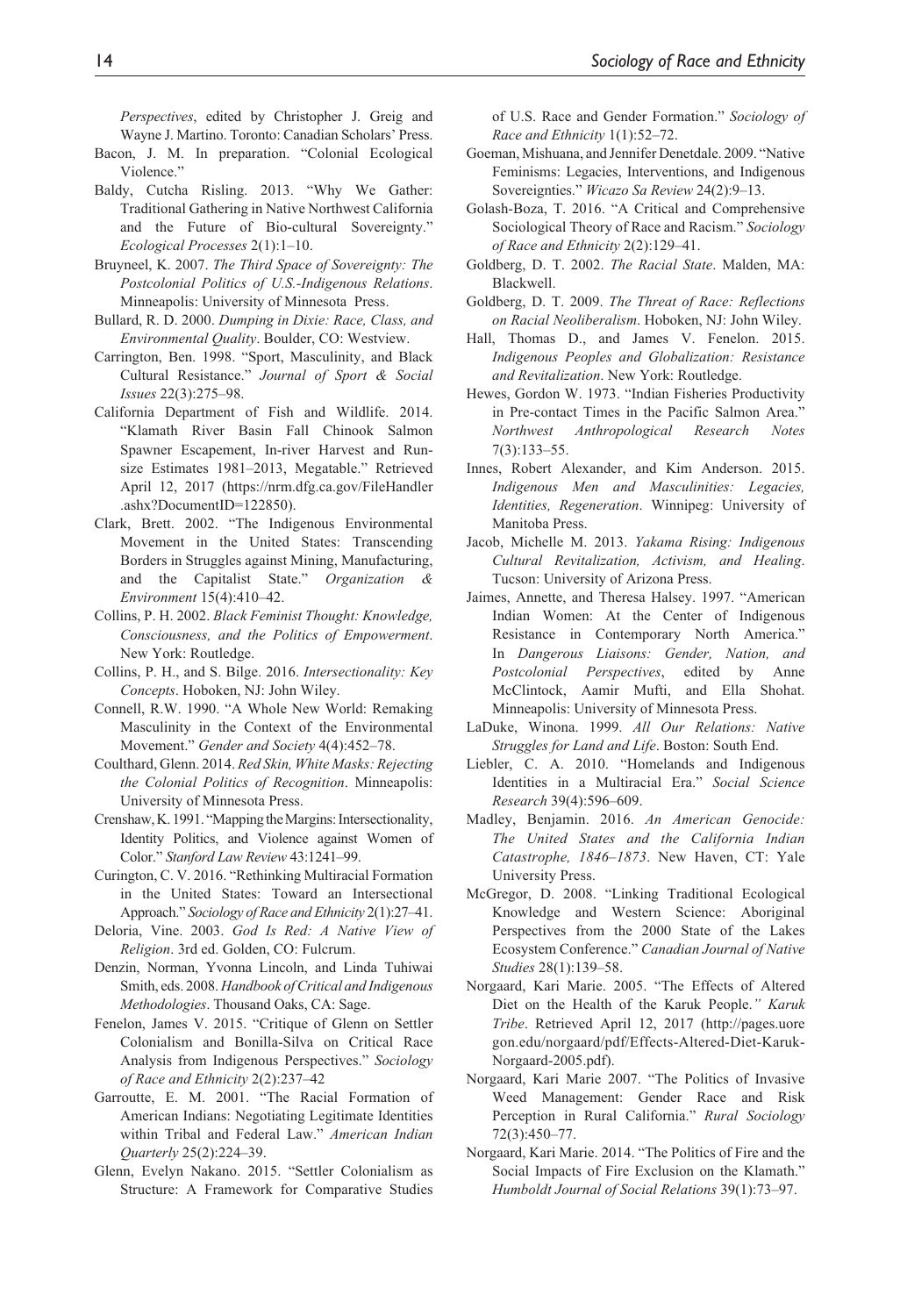*Perspectives*, edited by Christopher J. Greig and Wayne J. Martino. Toronto: Canadian Scholars' Press.

Bacon, J. M. In preparation. "Colonial Ecological Violence."

Baldy, Cutcha Risling. 2013. "Why We Gather: Traditional Gathering in Native Northwest California and the Future of Bio-cultural Sovereignty." *Ecological Processes* 2(1):1–10.

Bruyneel, K. 2007. *The Third Space of Sovereignty: The Postcolonial Politics of U.S.-Indigenous Relations*. Minneapolis: University of Minnesota Press.

Bullard, R. D. 2000. *Dumping in Dixie: Race, Class, and Environmental Quality*. Boulder, CO: Westview.

Carrington, Ben. 1998. "Sport, Masculinity, and Black Cultural Resistance." *Journal of Sport & Social Issues* 22(3):275–98.

California Department of Fish and Wildlife. 2014. "Klamath River Basin Fall Chinook Salmon Spawner Escapement, In-river Harvest and Run-size Estimates 1981–2013, Megatable." Retrieved April 12, 2017 (https://nrm.dfg.ca.gov/FileHandler.ashx?DocumentID=122850).

Clark, Brett. 2002. "The Indigenous Environmental Movement in the United States: Transcending Borders in Struggles against Mining, Manufacturing, and the Capitalist State." *Organization & Environment* 15(4):410–42.

Collins, P. H. 2002. *Black Feminist Thought: Knowledge, Consciousness, and the Politics of Empowerment*. New York: Routledge.

Collins, P. H., and S. Bilge. 2016. *Intersectionality: Key Concepts*. Hoboken, NJ: John Wiley.

Connell, R.W. 1990. "A Whole New World: Remaking Masculinity in the Context of the Environmental Movement." *Gender and Society* 4(4):452–78.

Coulthard, Glenn. 2014. *Red Skin, White Masks: Rejecting the Colonial Politics of Recognition*. Minneapolis: University of Minnesota Press.

Crenshaw, K. 1991. "Mapping the Margins: Intersectionality, Identity Politics, and Violence against Women of Color." *Stanford Law Review* 43:1241–99.

Curington, C. V. 2016. "Rethinking Multiracial Formation in the United States: Toward an Intersectional Approach." *Sociology of Race and Ethnicity* 2(1):27–41.

Deloria, Vine. 2003. *God Is Red: A Native View of Religion*. 3rd ed. Golden, CO: Fulcrum.

Denzin, Norman, Yvonna Lincoln, and Linda Tuhiwai Smith, eds. 2008. *Handbook of Critical and Indigenous Methodologies*. Thousand Oaks, CA: Sage.

Fenelon, James V. 2015. "Critique of Glenn on Settler Colonialism and Bonilla-Silva on Critical Race Analysis from Indigenous Perspectives." *Sociology of Race and Ethnicity* 2(2):237–42

Garroutte, E. M. 2001. "The Racial Formation of American Indians: Negotiating Legitimate Identities within Tribal and Federal Law." *American Indian Quarterly* 25(2):224–39.

Glenn, Evelyn Nakano. 2015. "Settler Colonialism as Structure: A Framework for Comparative Studies of U.S. Race and Gender Formation." *Sociology of Race and Ethnicity* 1(1):52–72.

Goeman, Mishuana, and Jennifer Denetdale. 2009. "Native Feminisms: Legacies, Interventions, and Indigenous Sovereignties." *Wicazo Sa Review* 24(2):9–13.

Golash-Boza, T. 2016. "A Critical and Comprehensive Sociological Theory of Race and Racism." *Sociology of Race and Ethnicity* 2(2):129–41.

Goldberg, D. T. 2002. *The Racial State*. Malden, MA: Blackwell.

Goldberg, D. T. 2009. *The Threat of Race: Reflections on Racial Neoliberalism*. Hoboken, NJ: John Wiley.

Hall, Thomas D., and James V. Fenelon. 2015. *Indigenous Peoples and Globalization: Resistance and Revitalization*. New York: Routledge.

Hewes, Gordon W. 1973. "Indian Fisheries Productivity in Pre-contact Times in the Pacific Salmon Area." *Northwest Anthropological Research Notes* 7(3):133–55.

Innes, Robert Alexander, and Kim Anderson. 2015. *Indigenous Men and Masculinities: Legacies, Identities, Regeneration*. Winnipeg: University of Manitoba Press.

Jacob, Michelle M. 2013. *Yakama Rising: Indigenous Cultural Revitalization, Activism, and Healing*. Tucson: University of Arizona Press.

Jaimes, Annette, and Theresa Halsey. 1997. "American Indian Women: At the Center of Indigenous Resistance in Contemporary North America." In *Dangerous Liaisons: Gender, Nation, and Postcolonial Perspectives*, edited by Anne McClintock, Aamir Mufti, and Ella Shohat. Minneapolis: University of Minnesota Press.

LaDuke, Winona. 1999. *All Our Relations: Native Struggles for Land and Life*. Boston: South End.

Liebler, C. A. 2010. "Homelands and Indigenous Identities in a Multiracial Era." *Social Science Research* 39(4):596–609.

Madley, Benjamin. 2016. *An American Genocide: The United States and the California Indian Catastrophe, 1846–1873*. New Haven, CT: Yale University Press.

McGregor, D. 2008. "Linking Traditional Ecological Knowledge and Western Science: Aboriginal Perspectives from the 2000 State of the Lakes Ecosystem Conference." *Canadian Journal of Native Studies* 28(1):139–58.

Norgaard, Kari Marie. 2005. "The Effects of Altered Diet on the Health of the Karuk People." *Karuk Tribe*. Retrieved April 12, 2017 (http://pages.uoregon.edu/norgaard/pdf/Effects-Altered-Diet-Karuk-Norgaard-2005.pdf).

Norgaard, Kari Marie 2007. "The Politics of Invasive Weed Management: Gender Race and Risk Perception in Rural California." *Rural Sociology* 72(3):450–77.

Norgaard, Kari Marie. 2014. "The Politics of Fire and the Social Impacts of Fire Exclusion on the Klamath." *Humboldt Journal of Social Relations* 39(1):73–97.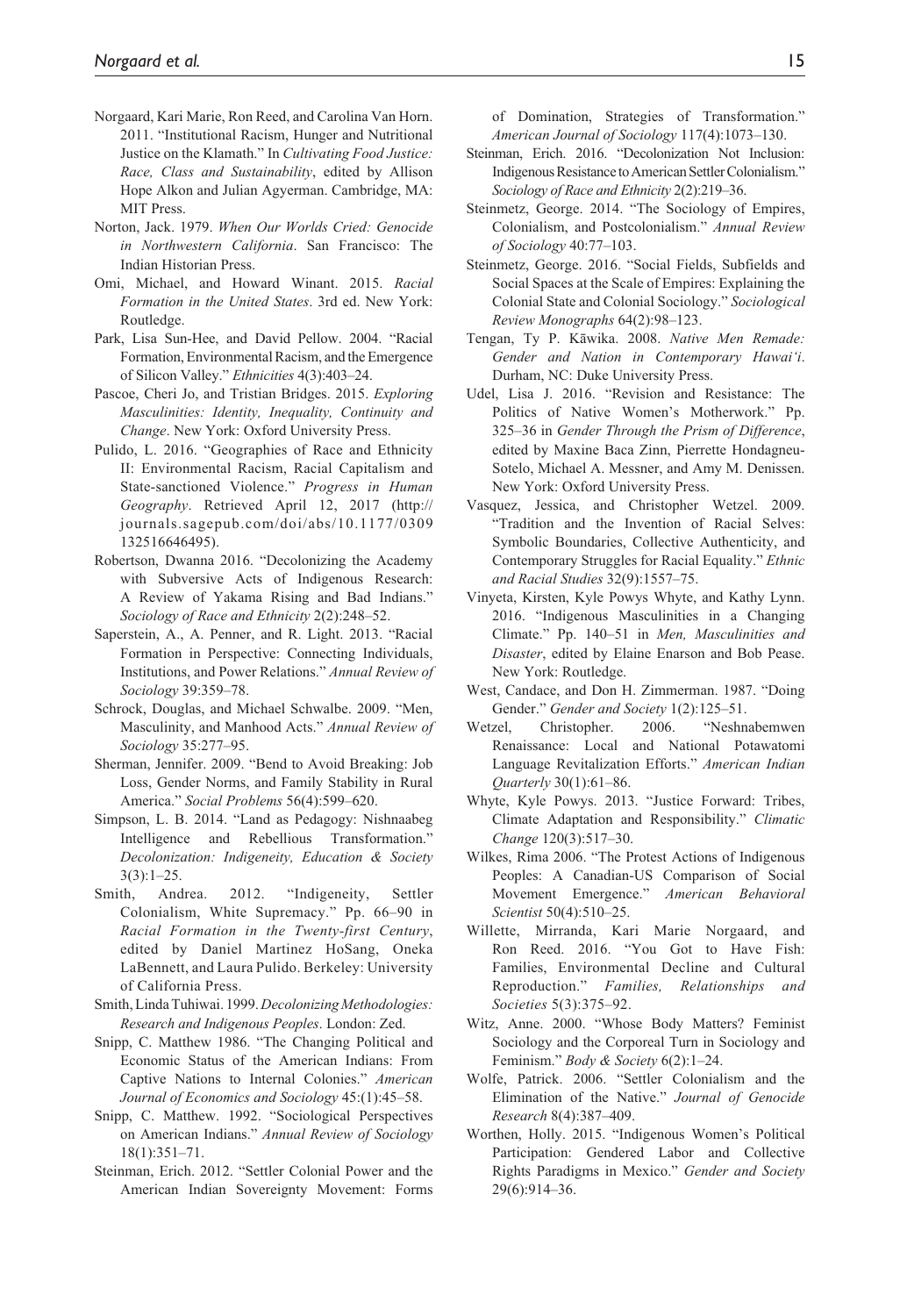Norgaard, Kari Marie, Ron Reed, and Carolina Van Horn. 2011. "Institutional Racism, Hunger and Nutritional Justice on the Klamath." In *Cultivating Food Justice: Race, Class and Sustainability*, edited by Allison Hope Alkon and Julian Agyerman. Cambridge, MA: MIT Press.

Norton, Jack. 1979. *When Our Worlds Cried: Genocide in Northwestern California*. San Francisco: The Indian Historian Press.

Omi, Michael, and Howard Winant. 2015. *Racial Formation in the United States*. 3rd ed. New York: Routledge.

Park, Lisa Sun-Hee, and David Pellow. 2004. "Racial Formation, Environmental Racism, and the Emergence of Silicon Valley." *Ethnicities* 4(3):403–24.

Pascoe, Cheri Jo, and Tristian Bridges. 2015. *Exploring Masculinities: Identity, Inequality, Continuity and Change*. New York: Oxford University Press.

Pulido, L. 2016. "Geographies of Race and Ethnicity II: Environmental Racism, Racial Capitalism and State-sanctioned Violence." *Progress in Human Geography*. Retrieved April 12, 2017 (http://journals.sagepub.com/doi/abs/10.1177/0309132516646495).

Robertson, Dwanna 2016. "Decolonizing the Academy with Subversive Acts of Indigenous Research: A Review of Yakama Rising and Bad Indians." *Sociology of Race and Ethnicity* 2(2):248–52.

Saperstein, A., A. Penner, and R. Light. 2013. "Racial Formation in Perspective: Connecting Individuals, Institutions, and Power Relations." *Annual Review of Sociology* 39:359–78.

Schrock, Douglas, and Michael Schwalbe. 2009. "Men, Masculinity, and Manhood Acts." *Annual Review of Sociology* 35:277–95.

Sherman, Jennifer. 2009. "Bend to Avoid Breaking: Job Loss, Gender Norms, and Family Stability in Rural America." *Social Problems* 56(4):599–620.

Simpson, L. B. 2014. "Land as Pedagogy: Nishnaabeg Intelligence and Rebellious Transformation." *Decolonization: Indigeneity, Education & Society* 3(3):1–25.

Smith, Andrea. 2012. "Indigeneity, Settler Colonialism, White Supremacy." Pp. 66–90 in *Racial Formation in the Twenty-first Century*, edited by Daniel Martinez HoSang, Oneka LaBennett, and Laura Pulido. Berkeley: University of California Press.

Smith, Linda Tuhiwai. 1999. *Decolonizing Methodologies: Research and Indigenous Peoples*. London: Zed.

Snipp, C. Matthew 1986. "The Changing Political and Economic Status of the American Indians: From Captive Nations to Internal Colonies." *American Journal of Economics and Sociology* 45:(1):45–58.

Snipp, C. Matthew. 1992. "Sociological Perspectives on American Indians." *Annual Review of Sociology* 18(1):351–71.

Steinman, Erich. 2012. "Settler Colonial Power and the American Indian Sovereignty Movement: Forms of Domination, Strategies of Transformation." *American Journal of Sociology* 117(4):1073–130.

Steinman, Erich. 2016. "Decolonization Not Inclusion: Indigenous Resistance to American Settler Colonialism." *Sociology of Race and Ethnicity* 2(2):219–36.

Steinmetz, George. 2014. "The Sociology of Empires, Colonialism, and Postcolonialism." *Annual Review of Sociology* 40:77–103.

Steinmetz, George. 2016. "Social Fields, Subfields and Social Spaces at the Scale of Empires: Explaining the Colonial State and Colonial Sociology." *Sociological Review Monographs* 64(2):98–123.

Tengan, Ty P. Kāwika. 2008. *Native Men Remade: Gender and Nation in Contemporary Hawai'i*. Durham, NC: Duke University Press.

Udel, Lisa J. 2016. "Revision and Resistance: The Politics of Native Women's Motherwork." Pp. 325–36 in *Gender Through the Prism of Difference*, edited by Maxine Baca Zinn, Pierrette Hondagneu-Sotelo, Michael A. Messner, and Amy M. Denissen. New York: Oxford University Press.

Vasquez, Jessica, and Christopher Wetzel. 2009. "Tradition and the Invention of Racial Selves: Symbolic Boundaries, Collective Authenticity, and Contemporary Struggles for Racial Equality." *Ethnic and Racial Studies* 32(9):1557–75.

Vinyeta, Kirsten, Kyle Powys Whyte, and Kathy Lynn. 2016. "Indigenous Masculinities in a Changing Climate." Pp. 140–51 in *Men, Masculinities and Disaster*, edited by Elaine Enarson and Bob Pease. New York: Routledge.

West, Candace, and Don H. Zimmerman. 1987. "Doing Gender." *Gender and Society* 1(2):125–51.

Wetzel, Christopher. 2006. "Neshnabemwen Renaissance: Local and National Potawatomi Language Revitalization Efforts." *American Indian Quarterly* 30(1):61–86.

Whyte, Kyle Powys. 2013. "Justice Forward: Tribes, Climate Adaptation and Responsibility." *Climatic Change* 120(3):517–30.

Wilkes, Rima 2006. "The Protest Actions of Indigenous Peoples: A Canadian-US Comparison of Social Movement Emergence." *American Behavioral Scientist* 50(4):510–25.

Willette, Mirranda, Kari Marie Norgaard, and Ron Reed. 2016. "You Got to Have Fish: Families, Environmental Decline and Cultural Reproduction." *Families, Relationships and Societies* 5(3):375–92.

Witz, Anne. 2000. "Whose Body Matters? Feminist Sociology and the Corporeal Turn in Sociology and Feminism." *Body & Society* 6(2):1–24.

Wolfe, Patrick. 2006. "Settler Colonialism and the Elimination of the Native." *Journal of Genocide Research* 8(4):387–409.

Worthen, Holly. 2015. "Indigenous Women's Political Participation: Gendered Labor and Collective Rights Paradigms in Mexico." *Gender and Society* 29(6):914–36.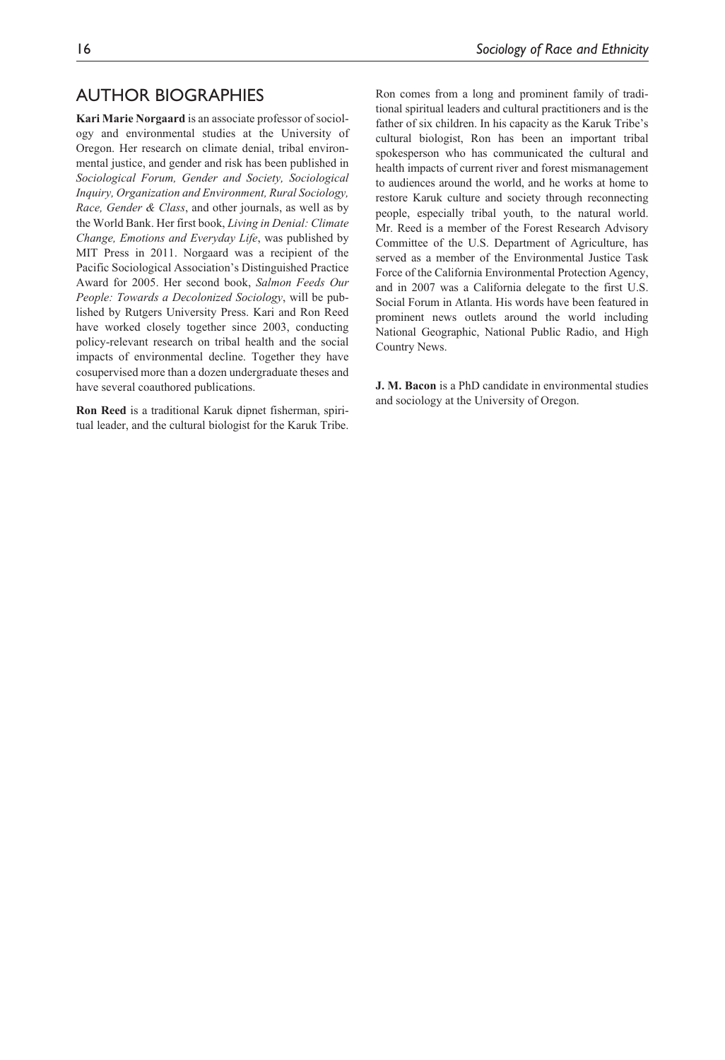## AUTHOR BIOGRAPHIES

**Kari Marie Norgaard** is an associate professor of sociology and environmental studies at the University of Oregon. Her research on climate denial, tribal environmental justice, and gender and risk has been published in *Sociological Forum, Gender and Society, Sociological Inquiry, Organization and Environment, Rural Sociology, Race, Gender & Class*, and other journals, as well as by the World Bank. Her first book, *Living in Denial: Climate Change, Emotions and Everyday Life*, was published by MIT Press in 2011. Norgaard was a recipient of the Pacific Sociological Association's Distinguished Practice Award for 2005. Her second book, *Salmon Feeds Our People: Towards a Decolonized Sociology*, will be published by Rutgers University Press. Kari and Ron Reed have worked closely together since 2003, conducting policy-relevant research on tribal health and the social impacts of environmental decline. Together they have cosupervised more than a dozen undergraduate theses and have several coauthored publications.

**Ron Reed** is a traditional Karuk dipnet fisherman, spiritual leader, and the cultural biologist for the Karuk Tribe. Ron comes from a long and prominent family of traditional spiritual leaders and cultural practitioners and is the father of six children. In his capacity as the Karuk Tribe's cultural biologist, Ron has been an important tribal spokesperson who has communicated the cultural and health impacts of current river and forest mismanagement to audiences around the world, and he works at home to restore Karuk culture and society through reconnecting people, especially tribal youth, to the natural world. Mr. Reed is a member of the Forest Research Advisory Committee of the U.S. Department of Agriculture, has served as a member of the Environmental Justice Task Force of the California Environmental Protection Agency, and in 2007 was a California delegate to the first U.S. Social Forum in Atlanta. His words have been featured in prominent news outlets around the world including National Geographic, National Public Radio, and High Country News.

**J. M. Bacon** is a PhD candidate in environmental studies and sociology at the University of Oregon.